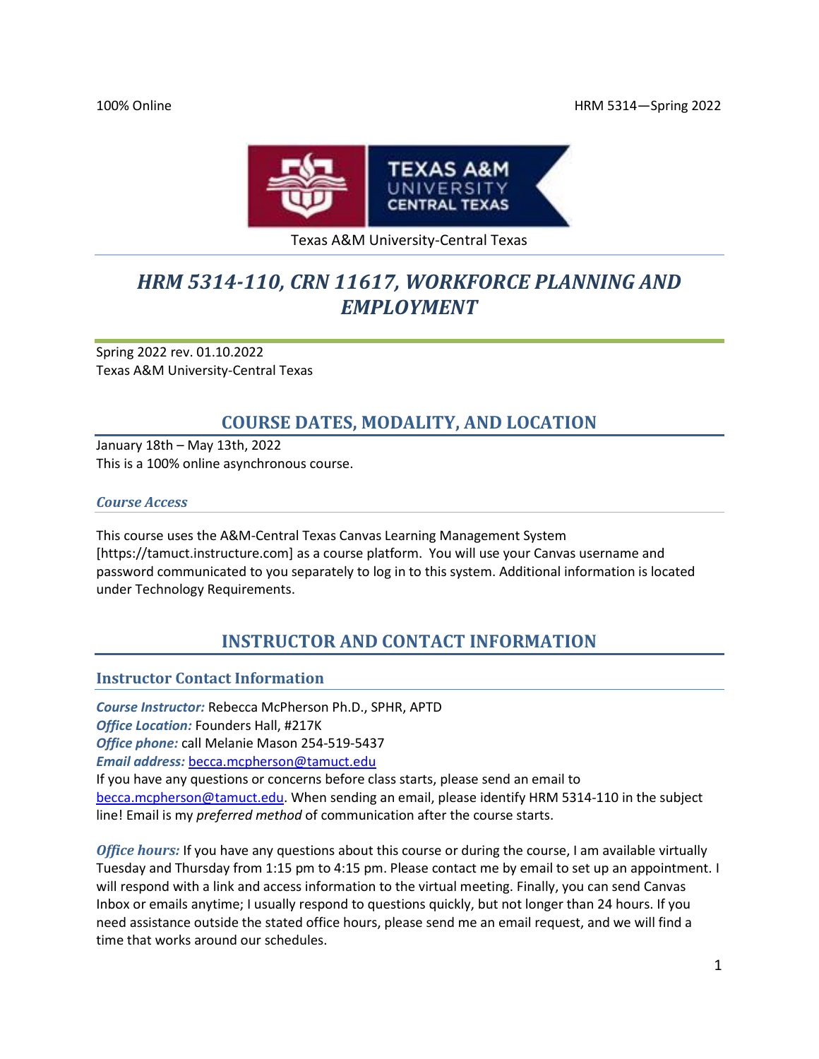100% Online HRM 5314—Spring 2022

Texas A&M University-Central Texas

# HRM 5314-110, CRN 11617, WORKFORCE PLANNING AND EMPLOYMENT

Spring 2022 rev. 01.10.2022
Texas A&M University-Central Texas

## COURSE DATES, MODALITY, AND LOCATION

January 18th – May 13th, 2022
This is a 100% online asynchronous course.

### *Course Access*

This course uses the A&M-Central Texas Canvas Learning Management System [https://tamuct.instructure.com] as a course platform. You will use your Canvas username and password communicated to you separately to log in to this system. Additional information is located under Technology Requirements.

## INSTRUCTOR AND CONTACT INFORMATION

### Instructor Contact Information

***Course Instructor:*** Rebecca McPherson Ph.D., SPHR, APTD
***Office Location:*** Founders Hall, #217K
***Office phone:*** call Melanie Mason 254-519-5437
***Email address:*** becca.mcpherson@tamuct.edu
If you have any questions or concerns before class starts, please send an email to becca.mcpherson@tamuct.edu. When sending an email, please identify HRM 5314-110 in the subject line! Email is my *preferred method* of communication after the course starts.

***Office hours:*** If you have any questions about this course or during the course, I am available virtually Tuesday and Thursday from 1:15 pm to 4:15 pm. Please contact me by email to set up an appointment. I will respond with a link and access information to the virtual meeting. Finally, you can send Canvas Inbox or emails anytime; I usually respond to questions quickly, but not longer than 24 hours. If you need assistance outside the stated office hours, please send me an email request, and we will find a time that works around our schedules.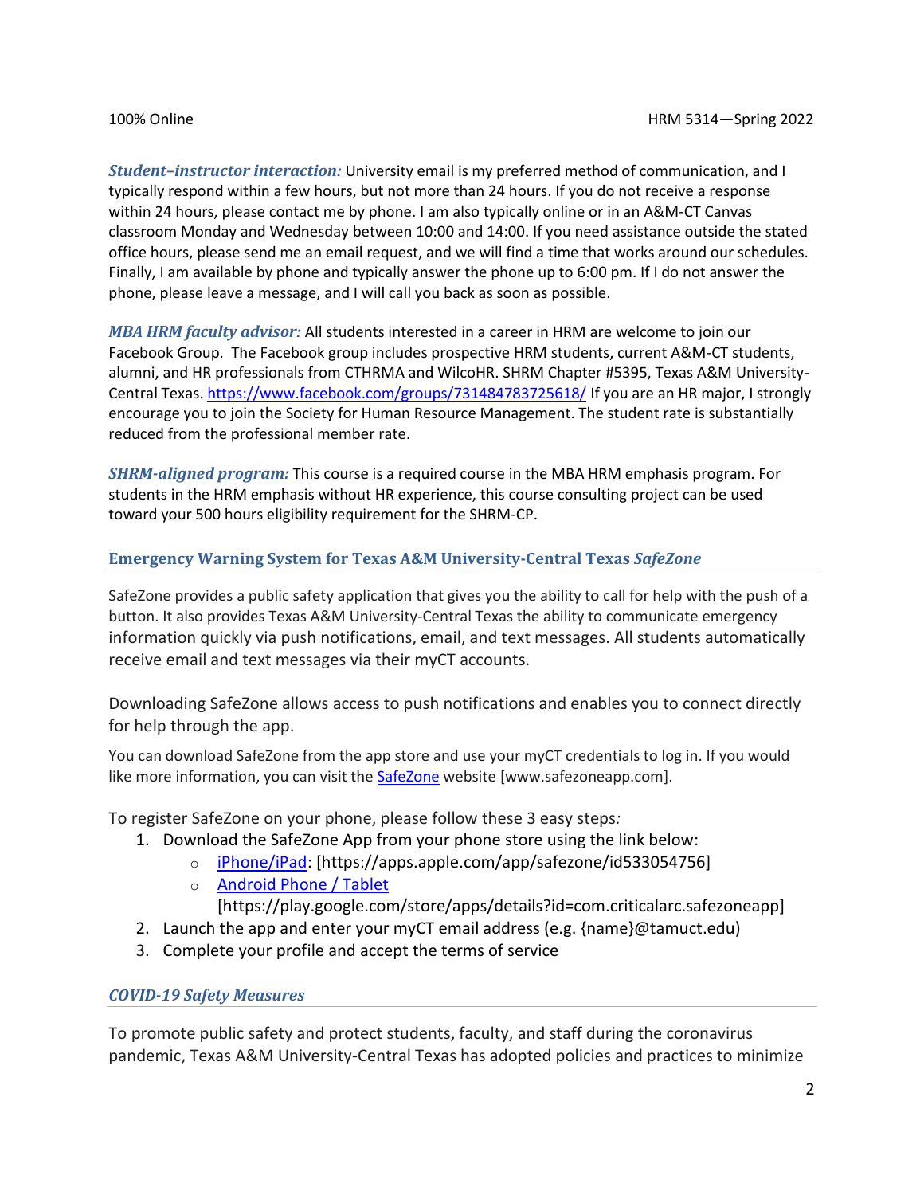***Student–instructor interaction:*** University email is my preferred method of communication, and I typically respond within a few hours, but not more than 24 hours. If you do not receive a response within 24 hours, please contact me by phone. I am also typically online or in an A&M-CT Canvas classroom Monday and Wednesday between 10:00 and 14:00. If you need assistance outside the stated office hours, please send me an email request, and we will find a time that works around our schedules. Finally, I am available by phone and typically answer the phone up to 6:00 pm. If I do not answer the phone, please leave a message, and I will call you back as soon as possible.

***MBA HRM faculty advisor:*** All students interested in a career in HRM are welcome to join our Facebook Group. The Facebook group includes prospective HRM students, current A&M-CT students, alumni, and HR professionals from CTHRMA and WilcoHR. SHRM Chapter #5395, Texas A&M University-Central Texas. https://www.facebook.com/groups/731484783725618/ If you are an HR major, I strongly encourage you to join the Society for Human Resource Management. The student rate is substantially reduced from the professional member rate.

***SHRM-aligned program:*** This course is a required course in the MBA HRM emphasis program. For students in the HRM emphasis without HR experience, this course consulting project can be used toward your 500 hours eligibility requirement for the SHRM-CP.

## Emergency Warning System for Texas A&M University-Central Texas *SafeZone*

SafeZone provides a public safety application that gives you the ability to call for help with the push of a button. It also provides Texas A&M University-Central Texas the ability to communicate emergency information quickly via push notifications, email, and text messages. All students automatically receive email and text messages via their myCT accounts.

Downloading SafeZone allows access to push notifications and enables you to connect directly for help through the app.

You can download SafeZone from the app store and use your myCT credentials to log in. If you would like more information, you can visit the SafeZone website [www.safezoneapp.com].

To register SafeZone on your phone, please follow these 3 easy steps*:*

1. Download the SafeZone App from your phone store using the link below:
   - iPhone/iPad: [https://apps.apple.com/app/safezone/id533054756]
   - Android Phone / Tablet [https://play.google.com/store/apps/details?id=com.criticalarc.safezoneapp]
2. Launch the app and enter your myCT email address (e.g. {name}@tamuct.edu)
3. Complete your profile and accept the terms of service

## *COVID-19 Safety Measures*

To promote public safety and protect students, faculty, and staff during the coronavirus pandemic, Texas A&M University-Central Texas has adopted policies and practices to minimize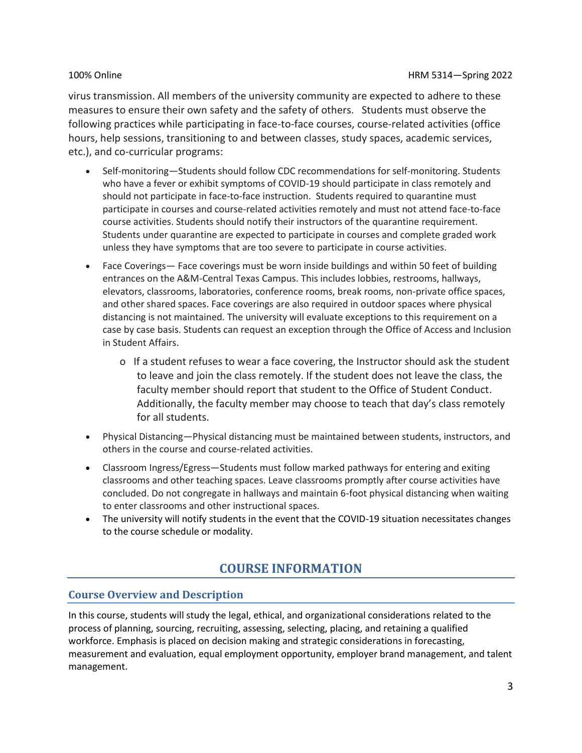virus transmission. All members of the university community are expected to adhere to these measures to ensure their own safety and the safety of others. Students must observe the following practices while participating in face-to-face courses, course-related activities (office hours, help sessions, transitioning to and between classes, study spaces, academic services, etc.), and co-curricular programs:

- Self-monitoring—Students should follow CDC recommendations for self-monitoring. Students who have a fever or exhibit symptoms of COVID-19 should participate in class remotely and should not participate in face-to-face instruction. Students required to quarantine must participate in courses and course-related activities remotely and must not attend face-to-face course activities. Students should notify their instructors of the quarantine requirement. Students under quarantine are expected to participate in courses and complete graded work unless they have symptoms that are too severe to participate in course activities.
- Face Coverings— Face coverings must be worn inside buildings and within 50 feet of building entrances on the A&M-Central Texas Campus. This includes lobbies, restrooms, hallways, elevators, classrooms, laboratories, conference rooms, break rooms, non-private office spaces, and other shared spaces. Face coverings are also required in outdoor spaces where physical distancing is not maintained. The university will evaluate exceptions to this requirement on a case by case basis. Students can request an exception through the Office of Access and Inclusion in Student Affairs.
    - If a student refuses to wear a face covering, the Instructor should ask the student to leave and join the class remotely. If the student does not leave the class, the faculty member should report that student to the Office of Student Conduct. Additionally, the faculty member may choose to teach that day's class remotely for all students.
- Physical Distancing—Physical distancing must be maintained between students, instructors, and others in the course and course-related activities.
- Classroom Ingress/Egress—Students must follow marked pathways for entering and exiting classrooms and other teaching spaces. Leave classrooms promptly after course activities have concluded. Do not congregate in hallways and maintain 6-foot physical distancing when waiting to enter classrooms and other instructional spaces.
- The university will notify students in the event that the COVID-19 situation necessitates changes to the course schedule or modality.

# COURSE INFORMATION

## Course Overview and Description

In this course, students will study the legal, ethical, and organizational considerations related to the process of planning, sourcing, recruiting, assessing, selecting, placing, and retaining a qualified workforce. Emphasis is placed on decision making and strategic considerations in forecasting, measurement and evaluation, equal employment opportunity, employer brand management, and talent management.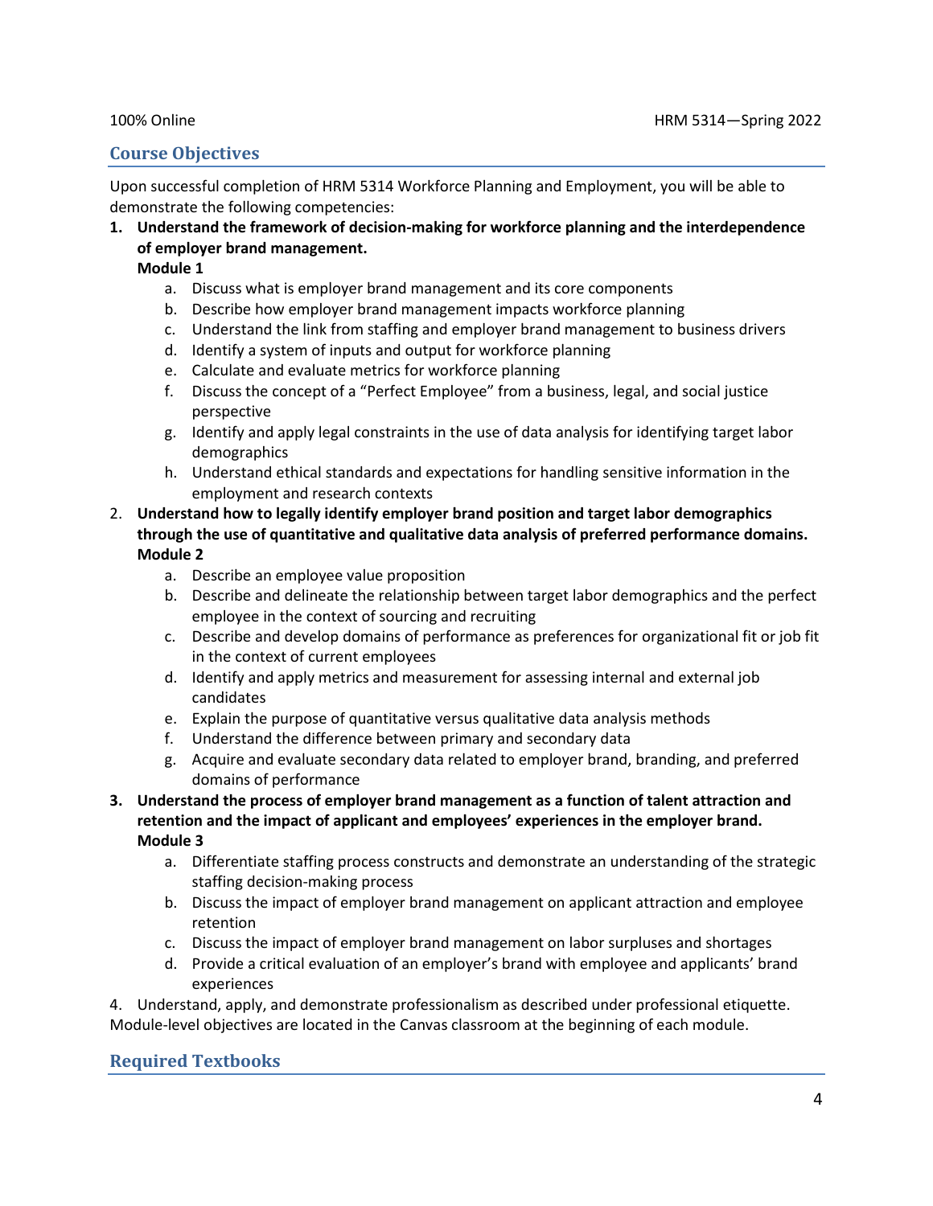## Course Objectives

Upon successful completion of HRM 5314 Workforce Planning and Employment, you will be able to demonstrate the following competencies:

1. **Understand the framework of decision-making for workforce planning and the interdependence of employer brand management.**
   **Module 1**
   a. Discuss what is employer brand management and its core components
   b. Describe how employer brand management impacts workforce planning
   c. Understand the link from staffing and employer brand management to business drivers
   d. Identify a system of inputs and output for workforce planning
   e. Calculate and evaluate metrics for workforce planning
   f. Discuss the concept of a "Perfect Employee" from a business, legal, and social justice perspective
   g. Identify and apply legal constraints in the use of data analysis for identifying target labor demographics
   h. Understand ethical standards and expectations for handling sensitive information in the employment and research contexts
2. **Understand how to legally identify employer brand position and target labor demographics through the use of quantitative and qualitative data analysis of preferred performance domains.**
   **Module 2**
   a. Describe an employee value proposition
   b. Describe and delineate the relationship between target labor demographics and the perfect employee in the context of sourcing and recruiting
   c. Describe and develop domains of performance as preferences for organizational fit or job fit in the context of current employees
   d. Identify and apply metrics and measurement for assessing internal and external job candidates
   e. Explain the purpose of quantitative versus qualitative data analysis methods
   f. Understand the difference between primary and secondary data
   g. Acquire and evaluate secondary data related to employer brand, branding, and preferred domains of performance
3. **Understand the process of employer brand management as a function of talent attraction and retention and the impact of applicant and employees' experiences in the employer brand.**
   **Module 3**
   a. Differentiate staffing process constructs and demonstrate an understanding of the strategic staffing decision-making process
   b. Discuss the impact of employer brand management on applicant attraction and employee retention
   c. Discuss the impact of employer brand management on labor surpluses and shortages
   d. Provide a critical evaluation of an employer's brand with employee and applicants' brand experiences
4. Understand, apply, and demonstrate professionalism as described under professional etiquette.

Module-level objectives are located in the Canvas classroom at the beginning of each module.

## Required Textbooks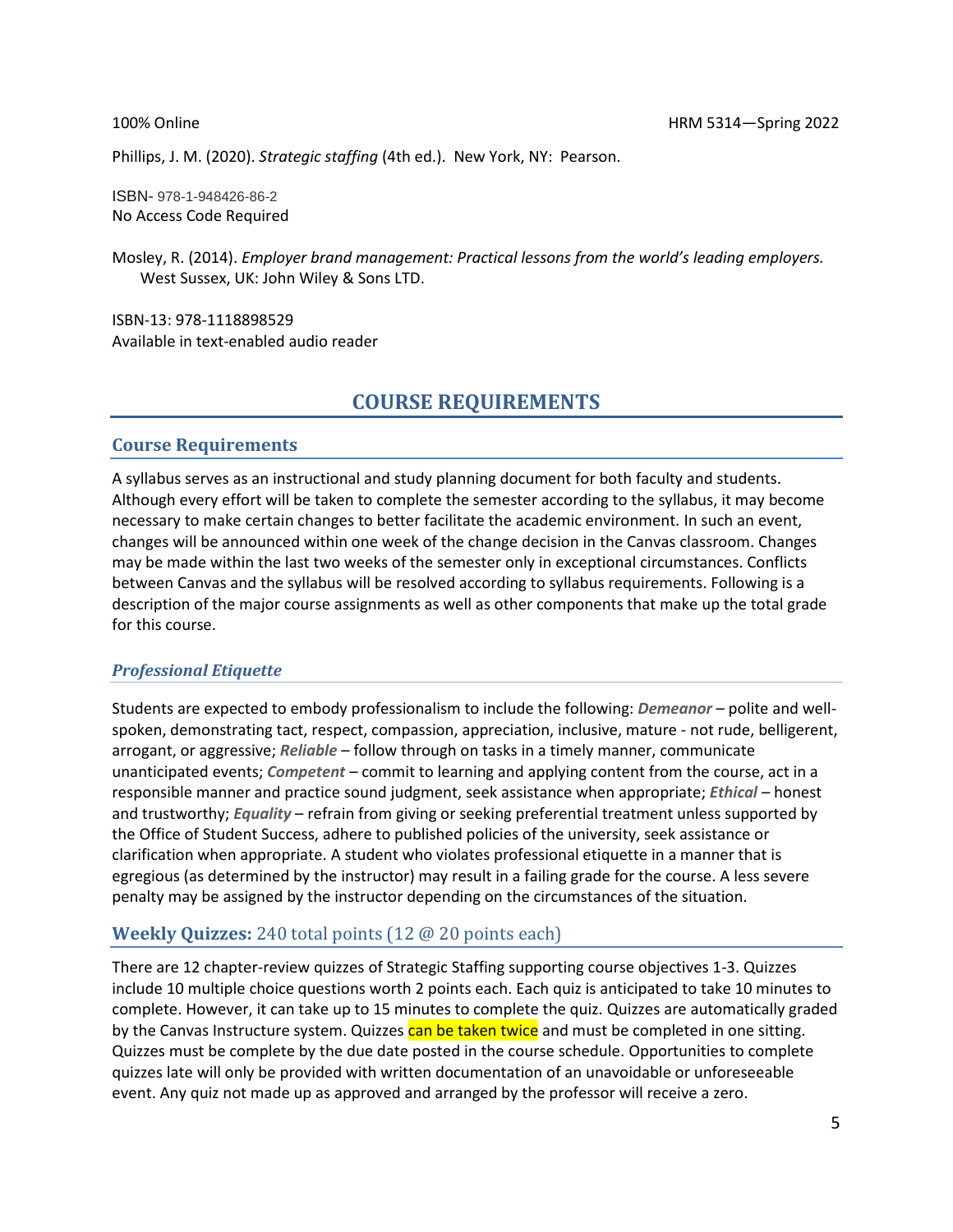Phillips, J. M. (2020). *Strategic staffing* (4th ed.). New York, NY: Pearson.

ISBN- 978-1-948426-86-2
No Access Code Required

Mosley, R. (2014). *Employer brand management: Practical lessons from the world's leading employers.* West Sussex, UK: John Wiley & Sons LTD.

ISBN-13: 978-1118898529
Available in text-enabled audio reader

# COURSE REQUIREMENTS

## Course Requirements

A syllabus serves as an instructional and study planning document for both faculty and students. Although every effort will be taken to complete the semester according to the syllabus, it may become necessary to make certain changes to better facilitate the academic environment. In such an event, changes will be announced within one week of the change decision in the Canvas classroom. Changes may be made within the last two weeks of the semester only in exceptional circumstances. Conflicts between Canvas and the syllabus will be resolved according to syllabus requirements. Following is a description of the major course assignments as well as other components that make up the total grade for this course.

### *Professional Etiquette*

Students are expected to embody professionalism to include the following: ***Demeanor*** – polite and well-spoken, demonstrating tact, respect, compassion, appreciation, inclusive, mature - not rude, belligerent, arrogant, or aggressive; ***Reliable*** – follow through on tasks in a timely manner, communicate unanticipated events; ***Competent*** – commit to learning and applying content from the course, act in a responsible manner and practice sound judgment, seek assistance when appropriate; ***Ethical*** – honest and trustworthy; ***Equality*** – refrain from giving or seeking preferential treatment unless supported by the Office of Student Success, adhere to published policies of the university, seek assistance or clarification when appropriate. A student who violates professional etiquette in a manner that is egregious (as determined by the instructor) may result in a failing grade for the course. A less severe penalty may be assigned by the instructor depending on the circumstances of the situation.

## **Weekly Quizzes:** 240 total points (12 @ 20 points each)

There are 12 chapter-review quizzes of Strategic Staffing supporting course objectives 1-3. Quizzes include 10 multiple choice questions worth 2 points each. Each quiz is anticipated to take 10 minutes to complete. However, it can take up to 15 minutes to complete the quiz. Quizzes are automatically graded by the Canvas Instructure system. Quizzes can be taken twice and must be completed in one sitting. Quizzes must be complete by the due date posted in the course schedule. Opportunities to complete quizzes late will only be provided with written documentation of an unavoidable or unforeseeable event. Any quiz not made up as approved and arranged by the professor will receive a zero.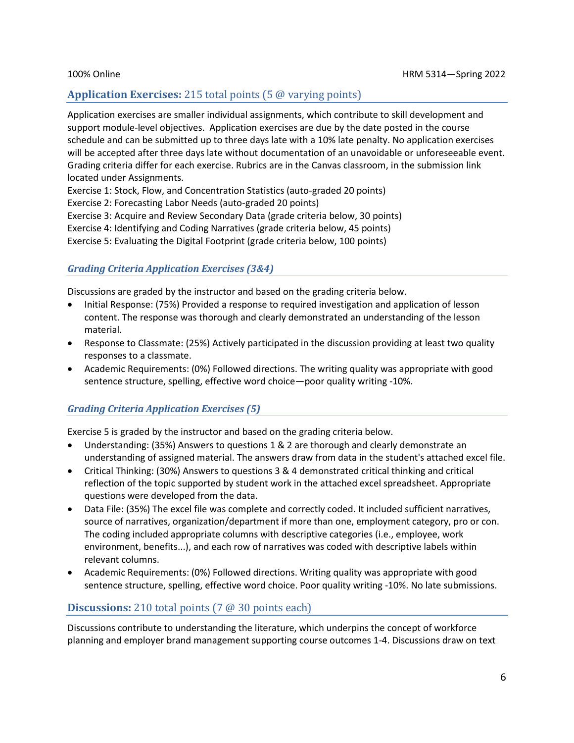## **Application Exercises:** 215 total points (5 @ varying points)

Application exercises are smaller individual assignments, which contribute to skill development and support module-level objectives. Application exercises are due by the date posted in the course schedule and can be submitted up to three days late with a 10% late penalty. No application exercises will be accepted after three days late without documentation of an unavoidable or unforeseeable event. Grading criteria differ for each exercise. Rubrics are in the Canvas classroom, in the submission link located under Assignments.

Exercise 1: Stock, Flow, and Concentration Statistics (auto-graded 20 points)
Exercise 2: Forecasting Labor Needs (auto-graded 20 points)
Exercise 3: Acquire and Review Secondary Data (grade criteria below, 30 points)
Exercise 4: Identifying and Coding Narratives (grade criteria below, 45 points)
Exercise 5: Evaluating the Digital Footprint (grade criteria below, 100 points)

### *Grading Criteria Application Exercises (3&4)*

Discussions are graded by the instructor and based on the grading criteria below.

- Initial Response: (75%) Provided a response to required investigation and application of lesson content. The response was thorough and clearly demonstrated an understanding of the lesson material.
- Response to Classmate: (25%) Actively participated in the discussion providing at least two quality responses to a classmate.
- Academic Requirements: (0%) Followed directions. The writing quality was appropriate with good sentence structure, spelling, effective word choice—poor quality writing -10%.

### *Grading Criteria Application Exercises (5)*

Exercise 5 is graded by the instructor and based on the grading criteria below.

- Understanding: (35%) Answers to questions 1 & 2 are thorough and clearly demonstrate an understanding of assigned material. The answers draw from data in the student's attached excel file.
- Critical Thinking: (30%) Answers to questions 3 & 4 demonstrated critical thinking and critical reflection of the topic supported by student work in the attached excel spreadsheet. Appropriate questions were developed from the data.
- Data File: (35%) The excel file was complete and correctly coded. It included sufficient narratives, source of narratives, organization/department if more than one, employment category, pro or con. The coding included appropriate columns with descriptive categories (i.e., employee, work environment, benefits...), and each row of narratives was coded with descriptive labels within relevant columns.
- Academic Requirements: (0%) Followed directions. Writing quality was appropriate with good sentence structure, spelling, effective word choice. Poor quality writing -10%. No late submissions.

## **Discussions:** 210 total points (7 @ 30 points each)

Discussions contribute to understanding the literature, which underpins the concept of workforce planning and employer brand management supporting course outcomes 1-4. Discussions draw on text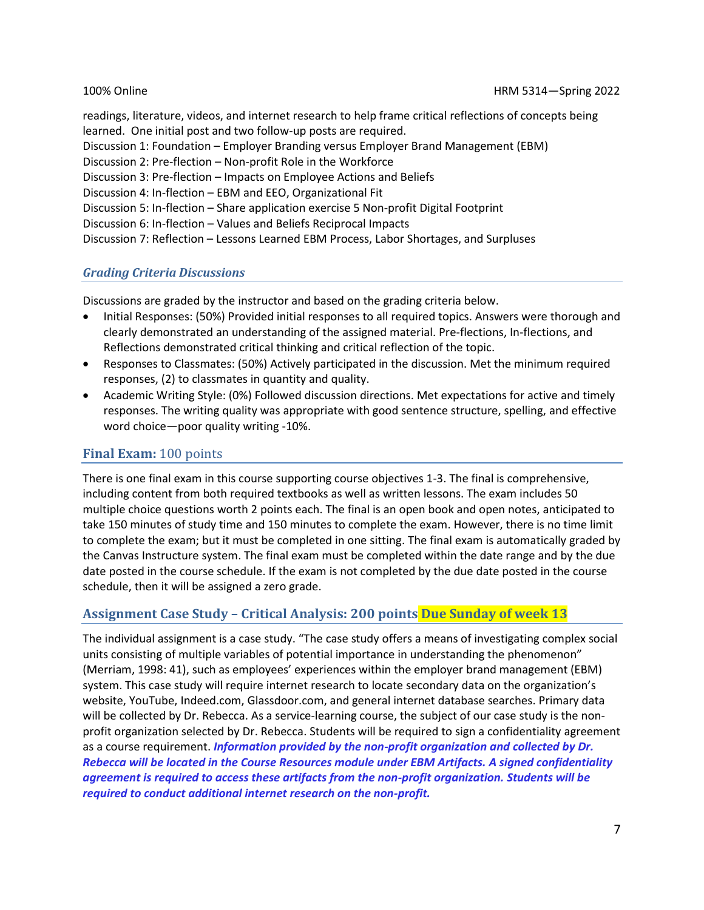readings, literature, videos, and internet research to help frame critical reflections of concepts being learned. One initial post and two follow-up posts are required.
Discussion 1: Foundation – Employer Branding versus Employer Brand Management (EBM)
Discussion 2: Pre-flection – Non-profit Role in the Workforce
Discussion 3: Pre-flection – Impacts on Employee Actions and Beliefs
Discussion 4: In-flection – EBM and EEO, Organizational Fit
Discussion 5: In-flection – Share application exercise 5 Non-profit Digital Footprint
Discussion 6: In-flection – Values and Beliefs Reciprocal Impacts
Discussion 7: Reflection – Lessons Learned EBM Process, Labor Shortages, and Surpluses

### *Grading Criteria Discussions*

Discussions are graded by the instructor and based on the grading criteria below.

- Initial Responses: (50%) Provided initial responses to all required topics. Answers were thorough and clearly demonstrated an understanding of the assigned material. Pre-flections, In-flections, and Reflections demonstrated critical thinking and critical reflection of the topic.
- Responses to Classmates: (50%) Actively participated in the discussion. Met the minimum required responses, (2) to classmates in quantity and quality.
- Academic Writing Style: (0%) Followed discussion directions. Met expectations for active and timely responses. The writing quality was appropriate with good sentence structure, spelling, and effective word choice—poor quality writing -10%.

## **Final Exam:** 100 points

There is one final exam in this course supporting course objectives 1-3. The final is comprehensive, including content from both required textbooks as well as written lessons. The exam includes 50 multiple choice questions worth 2 points each. The final is an open book and open notes, anticipated to take 150 minutes of study time and 150 minutes to complete the exam. However, there is no time limit to complete the exam; but it must be completed in one sitting. The final exam is automatically graded by the Canvas Instructure system. The final exam must be completed within the date range and by the due date posted in the course schedule. If the exam is not completed by the due date posted in the course schedule, then it will be assigned a zero grade.

## Assignment Case Study – Critical Analysis: 200 points Due Sunday of week 13

The individual assignment is a case study. "The case study offers a means of investigating complex social units consisting of multiple variables of potential importance in understanding the phenomenon" (Merriam, 1998: 41), such as employees' experiences within the employer brand management (EBM) system. This case study will require internet research to locate secondary data on the organization's website, YouTube, Indeed.com, Glassdoor.com, and general internet database searches. Primary data will be collected by Dr. Rebecca. As a service-learning course, the subject of our case study is the non-profit organization selected by Dr. Rebecca. Students will be required to sign a confidentiality agreement as a course requirement. ***Information provided by the non-profit organization and collected by Dr. Rebecca will be located in the Course Resources module under EBM Artifacts. A signed confidentiality agreement is required to access these artifacts from the non-profit organization. Students will be required to conduct additional internet research on the non-profit.***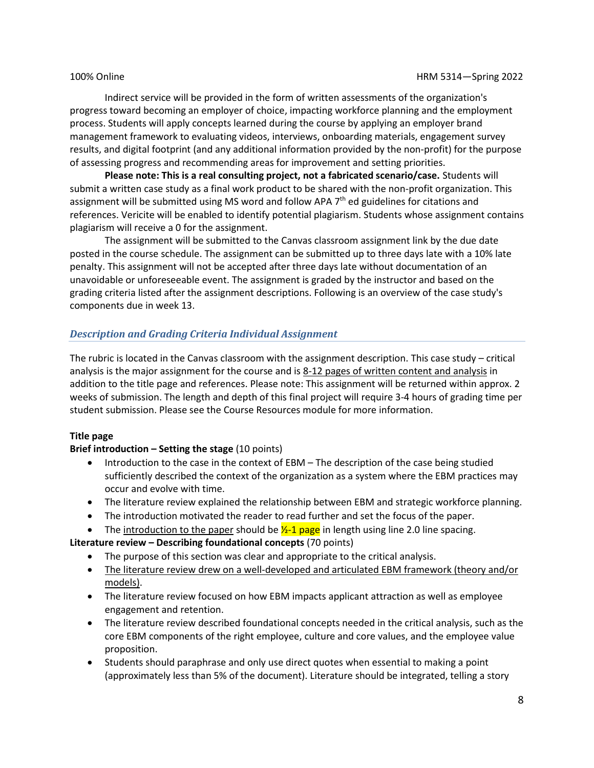Indirect service will be provided in the form of written assessments of the organization's progress toward becoming an employer of choice, impacting workforce planning and the employment process. Students will apply concepts learned during the course by applying an employer brand management framework to evaluating videos, interviews, onboarding materials, engagement survey results, and digital footprint (and any additional information provided by the non-profit) for the purpose of assessing progress and recommending areas for improvement and setting priorities.

**Please note: This is a real consulting project, not a fabricated scenario/case.** Students will submit a written case study as a final work product to be shared with the non-profit organization. This assignment will be submitted using MS word and follow APA 7th ed guidelines for citations and references. Vericite will be enabled to identify potential plagiarism. Students whose assignment contains plagiarism will receive a 0 for the assignment.

The assignment will be submitted to the Canvas classroom assignment link by the due date posted in the course schedule. The assignment can be submitted up to three days late with a 10% late penalty. This assignment will not be accepted after three days late without documentation of an unavoidable or unforeseeable event. The assignment is graded by the instructor and based on the grading criteria listed after the assignment descriptions. Following is an overview of the case study's components due in week 13.

### *Description and Grading Criteria Individual Assignment*

The rubric is located in the Canvas classroom with the assignment description. This case study – critical analysis is the major assignment for the course and is 8-12 pages of written content and analysis in addition to the title page and references. Please note: This assignment will be returned within approx. 2 weeks of submission. The length and depth of this final project will require 3-4 hours of grading time per student submission. Please see the Course Resources module for more information.

**Title page**

**Brief introduction – Setting the stage** (10 points)

- Introduction to the case in the context of EBM – The description of the case being studied sufficiently described the context of the organization as a system where the EBM practices may occur and evolve with time.
- The literature review explained the relationship between EBM and strategic workforce planning.
- The introduction motivated the reader to read further and set the focus of the paper.
- The introduction to the paper should be ½-1 page in length using line 2.0 line spacing.

**Literature review – Describing foundational concepts** (70 points)

- The purpose of this section was clear and appropriate to the critical analysis.
- The literature review drew on a well-developed and articulated EBM framework (theory and/or models).
- The literature review focused on how EBM impacts applicant attraction as well as employee engagement and retention.
- The literature review described foundational concepts needed in the critical analysis, such as the core EBM components of the right employee, culture and core values, and the employee value proposition.
- Students should paraphrase and only use direct quotes when essential to making a point (approximately less than 5% of the document). Literature should be integrated, telling a story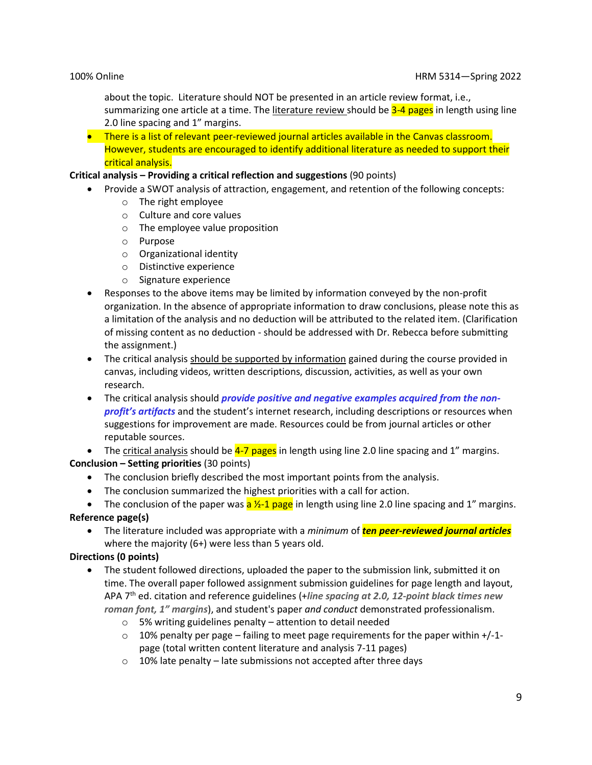about the topic. Literature should NOT be presented in an article review format, i.e., summarizing one article at a time. The literature review should be 3-4 pages in length using line 2.0 line spacing and 1" margins.

- There is a list of relevant peer-reviewed journal articles available in the Canvas classroom. However, students are encouraged to identify additional literature as needed to support their critical analysis.

**Critical analysis – Providing a critical reflection and suggestions** (90 points)

- Provide a SWOT analysis of attraction, engagement, and retention of the following concepts:
  - The right employee
  - Culture and core values
  - The employee value proposition
  - Purpose
  - Organizational identity
  - Distinctive experience
  - Signature experience
- Responses to the above items may be limited by information conveyed by the non-profit organization. In the absence of appropriate information to draw conclusions, please note this as a limitation of the analysis and no deduction will be attributed to the related item. (Clarification of missing content as no deduction - should be addressed with Dr. Rebecca before submitting the assignment.)
- The critical analysis should be supported by information gained during the course provided in canvas, including videos, written descriptions, discussion, activities, as well as your own research.
- The critical analysis should ***provide positive and negative examples acquired from the non-profit's artifacts*** and the student's internet research, including descriptions or resources when suggestions for improvement are made. Resources could be from journal articles or other reputable sources.
- The critical analysis should be 4-7 pages in length using line 2.0 line spacing and 1" margins.

**Conclusion – Setting priorities** (30 points)

- The conclusion briefly described the most important points from the analysis.
- The conclusion summarized the highest priorities with a call for action.
- The conclusion of the paper was a ½-1 page in length using line 2.0 line spacing and 1" margins.

**Reference page(s)**

- The literature included was appropriate with a *minimum* of ***ten peer-reviewed journal articles*** where the majority (6+) were less than 5 years old.

**Directions (0 points)**

- The student followed directions, uploaded the paper to the submission link, submitted it on time. The overall paper followed assignment submission guidelines for page length and layout, APA 7th ed. citation and reference guidelines (+***line spacing at 2.0, 12-point black times new roman font, 1" margins***), and student's paper *and conduct* demonstrated professionalism.
  - 5% writing guidelines penalty – attention to detail needed
  - 10% penalty per page – failing to meet page requirements for the paper within +/-1-page (total written content literature and analysis 7-11 pages)
  - 10% late penalty – late submissions not accepted after three days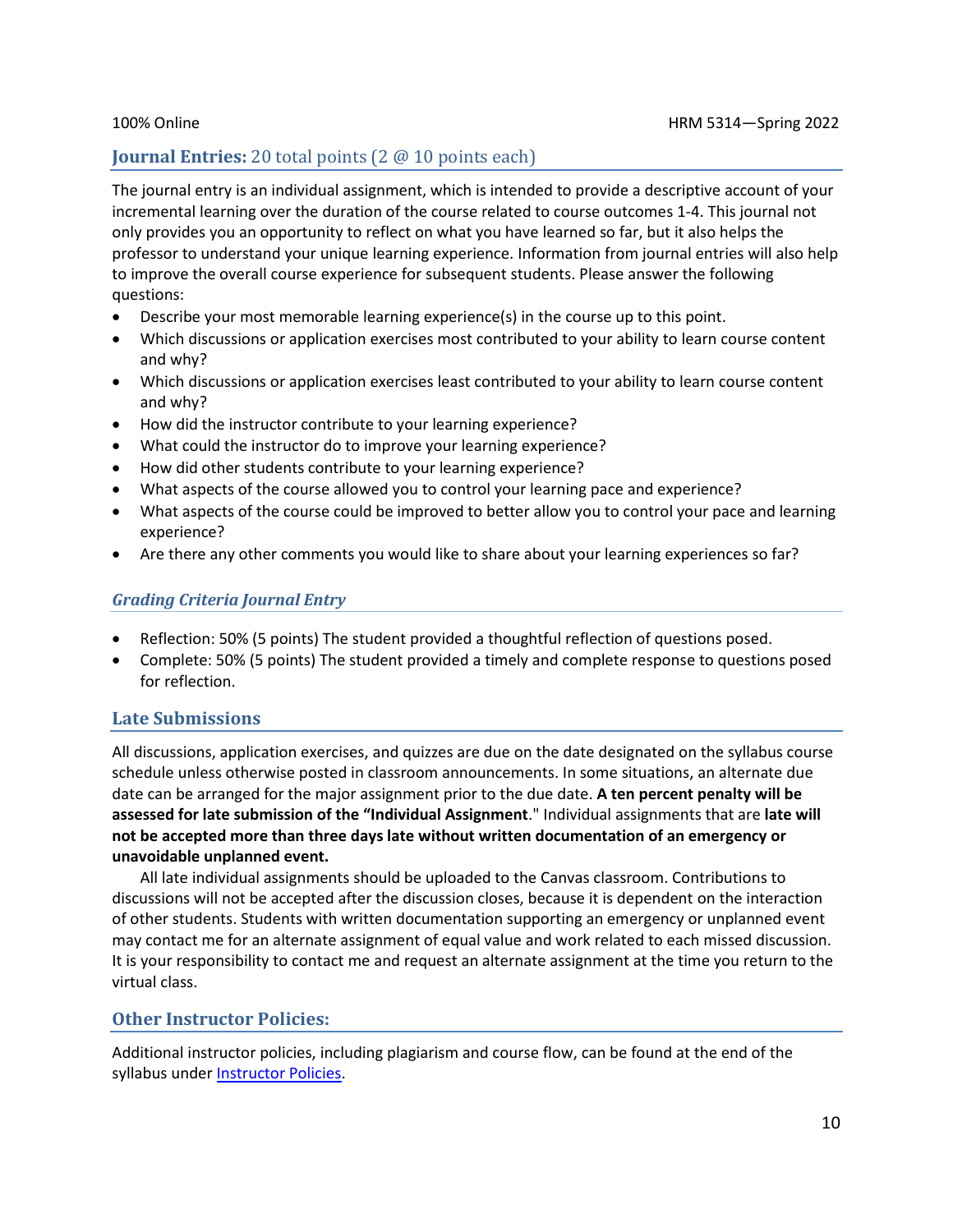## **Journal Entries:** 20 total points (2 @ 10 points each)

The journal entry is an individual assignment, which is intended to provide a descriptive account of your incremental learning over the duration of the course related to course outcomes 1-4. This journal not only provides you an opportunity to reflect on what you have learned so far, but it also helps the professor to understand your unique learning experience. Information from journal entries will also help to improve the overall course experience for subsequent students. Please answer the following questions:

- Describe your most memorable learning experience(s) in the course up to this point.
- Which discussions or application exercises most contributed to your ability to learn course content and why?
- Which discussions or application exercises least contributed to your ability to learn course content and why?
- How did the instructor contribute to your learning experience?
- What could the instructor do to improve your learning experience?
- How did other students contribute to your learning experience?
- What aspects of the course allowed you to control your learning pace and experience?
- What aspects of the course could be improved to better allow you to control your pace and learning experience?
- Are there any other comments you would like to share about your learning experiences so far?

### *Grading Criteria Journal Entry*

- Reflection: 50% (5 points) The student provided a thoughtful reflection of questions posed.
- Complete: 50% (5 points) The student provided a timely and complete response to questions posed for reflection.

## Late Submissions

All discussions, application exercises, and quizzes are due on the date designated on the syllabus course schedule unless otherwise posted in classroom announcements. In some situations, an alternate due date can be arranged for the major assignment prior to the due date. **A ten percent penalty will be assessed for late submission of the "Individual Assignment**." Individual assignments that are **late will not be accepted more than three days late without written documentation of an emergency or unavoidable unplanned event.**

All late individual assignments should be uploaded to the Canvas classroom. Contributions to discussions will not be accepted after the discussion closes, because it is dependent on the interaction of other students. Students with written documentation supporting an emergency or unplanned event may contact me for an alternate assignment of equal value and work related to each missed discussion. It is your responsibility to contact me and request an alternate assignment at the time you return to the virtual class.

## Other Instructor Policies:

Additional instructor policies, including plagiarism and course flow, can be found at the end of the syllabus under [Instructor Policies](#).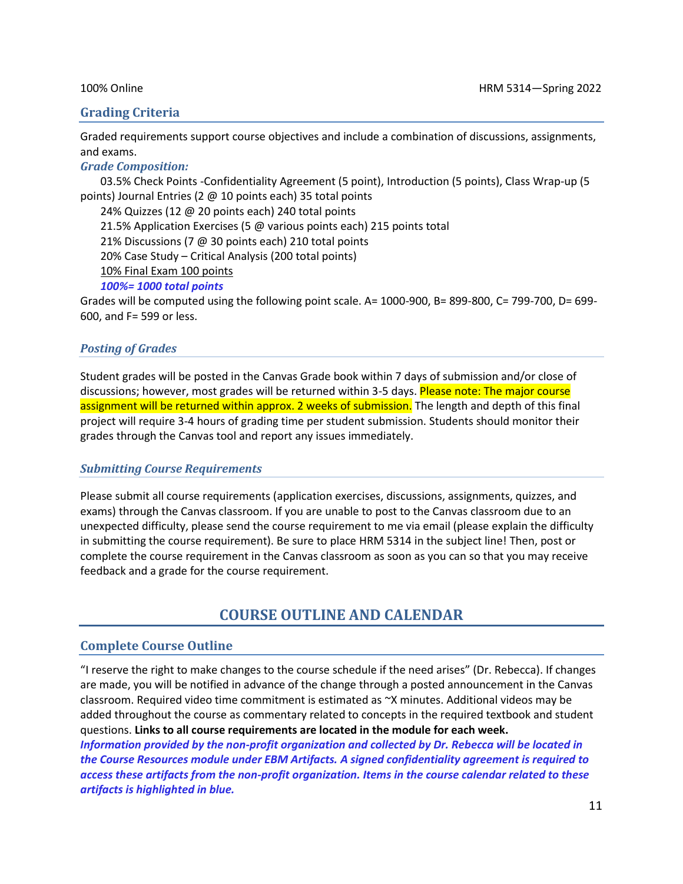## Grading Criteria

Graded requirements support course objectives and include a combination of discussions, assignments, and exams.

### *Grade Composition:*

03.5% Check Points -Confidentiality Agreement (5 point), Introduction (5 points), Class Wrap-up (5 points) Journal Entries (2 @ 10 points each) 35 total points

24% Quizzes (12 @ 20 points each) 240 total points

21.5% Application Exercises (5 @ various points each) 215 points total

21% Discussions (7 @ 30 points each) 210 total points

20% Case Study – Critical Analysis (200 total points)

10% Final Exam 100 points

***100%= 1000 total points***

Grades will be computed using the following point scale. A= 1000-900, B= 899-800, C= 799-700, D= 699-600, and F= 599 or less.

### *Posting of Grades*

Student grades will be posted in the Canvas Grade book within 7 days of submission and/or close of discussions; however, most grades will be returned within 3-5 days. Please note: The major course assignment will be returned within approx. 2 weeks of submission. The length and depth of this final project will require 3-4 hours of grading time per student submission. Students should monitor their grades through the Canvas tool and report any issues immediately.

### *Submitting Course Requirements*

Please submit all course requirements (application exercises, discussions, assignments, quizzes, and exams) through the Canvas classroom. If you are unable to post to the Canvas classroom due to an unexpected difficulty, please send the course requirement to me via email (please explain the difficulty in submitting the course requirement). Be sure to place HRM 5314 in the subject line! Then, post or complete the course requirement in the Canvas classroom as soon as you can so that you may receive feedback and a grade for the course requirement.

# COURSE OUTLINE AND CALENDAR

## Complete Course Outline

"I reserve the right to make changes to the course schedule if the need arises" (Dr. Rebecca). If changes are made, you will be notified in advance of the change through a posted announcement in the Canvas classroom. Required video time commitment is estimated as ~X minutes. Additional videos may be added throughout the course as commentary related to concepts in the required textbook and student questions. **Links to all course requirements are located in the module for each week.**

***Information provided by the non-profit organization and collected by Dr. Rebecca will be located in the Course Resources module under EBM Artifacts. A signed confidentiality agreement is required to access these artifacts from the non-profit organization. Items in the course calendar related to these artifacts is highlighted in blue.***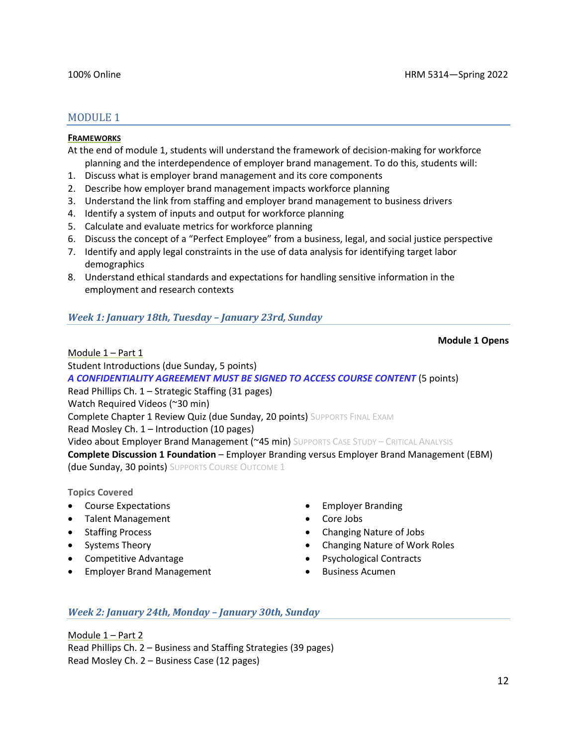## MODULE 1

**FRAMEWORKS**

At the end of module 1, students will understand the framework of decision-making for workforce planning and the interdependence of employer brand management. To do this, students will:

1. Discuss what is employer brand management and its core components
2. Describe how employer brand management impacts workforce planning
3. Understand the link from staffing and employer brand management to business drivers
4. Identify a system of inputs and output for workforce planning
5. Calculate and evaluate metrics for workforce planning
6. Discuss the concept of a "Perfect Employee" from a business, legal, and social justice perspective
7. Identify and apply legal constraints in the use of data analysis for identifying target labor demographics
8. Understand ethical standards and expectations for handling sensitive information in the employment and research contexts

### *Week 1: January 18th, Tuesday – January 23rd, Sunday*

**Module 1 Opens**

Module 1 – Part 1

Student Introductions (due Sunday, 5 points)

***A CONFIDENTIALITY AGREEMENT MUST BE SIGNED TO ACCESS COURSE CONTENT*** (5 points)

Read Phillips Ch. 1 – Strategic Staffing (31 pages)

Watch Required Videos (~30 min)

Complete Chapter 1 Review Quiz (due Sunday, 20 points) SUPPORTS FINAL EXAM

Read Mosley Ch. 1 – Introduction (10 pages)

Video about Employer Brand Management (~45 min) SUPPORTS CASE STUDY – CRITICAL ANALYSIS

**Complete Discussion 1 Foundation** – Employer Branding versus Employer Brand Management (EBM) (due Sunday, 30 points) SUPPORTS COURSE OUTCOME 1

Topics Covered

- Course Expectations
- Talent Management
- Staffing Process
- Systems Theory
- Competitive Advantage
- Employer Brand Management
- Employer Branding
- Core Jobs
- Changing Nature of Jobs
- Changing Nature of Work Roles
- Psychological Contracts
- Business Acumen

### *Week 2: January 24th, Monday – January 30th, Sunday*

Module 1 – Part 2

Read Phillips Ch. 2 – Business and Staffing Strategies (39 pages)

Read Mosley Ch. 2 – Business Case (12 pages)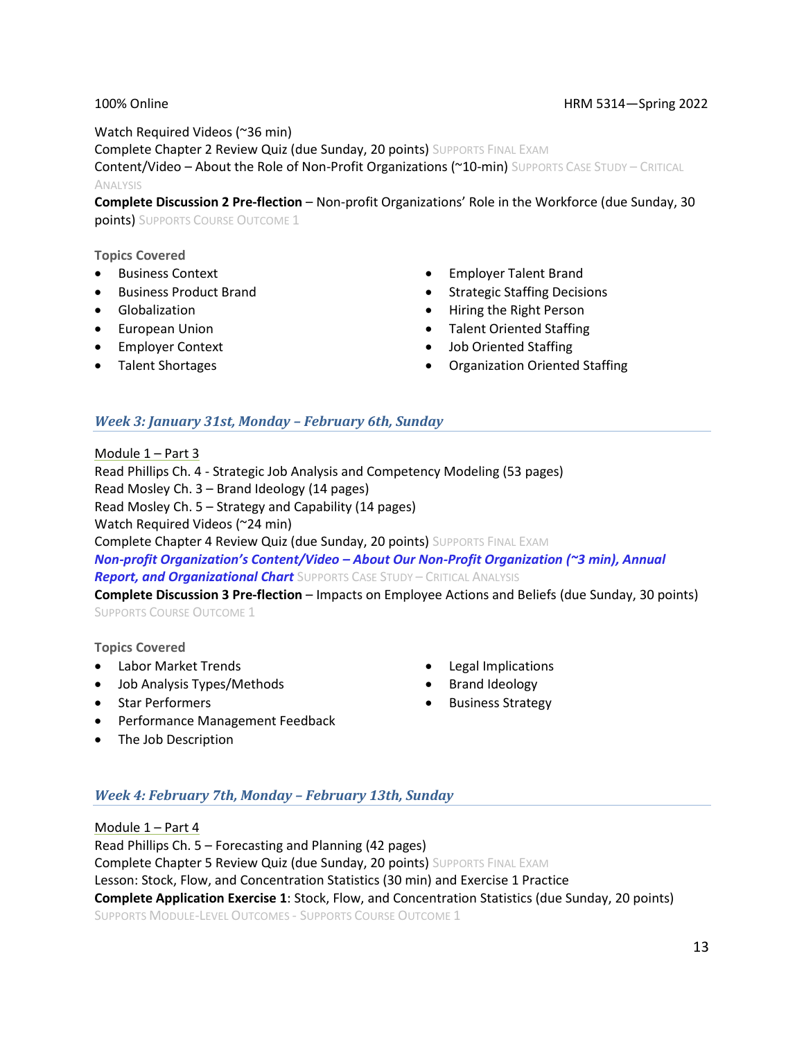Watch Required Videos (~36 min)
Complete Chapter 2 Review Quiz (due Sunday, 20 points) SUPPORTS FINAL EXAM
Content/Video – About the Role of Non-Profit Organizations (~10-min) SUPPORTS CASE STUDY – CRITICAL ANALYSIS
**Complete Discussion 2 Pre-flection** – Non-profit Organizations' Role in the Workforce (due Sunday, 30 points) SUPPORTS COURSE OUTCOME 1

**Topics Covered**

- Business Context
- Business Product Brand
- Globalization
- European Union
- Employer Context
- Talent Shortages
- Employer Talent Brand
- Strategic Staffing Decisions
- Hiring the Right Person
- Talent Oriented Staffing
- Job Oriented Staffing
- Organization Oriented Staffing

### *Week 3: January 31st, Monday – February 6th, Sunday*

Module 1 – Part 3
Read Phillips Ch. 4 - Strategic Job Analysis and Competency Modeling (53 pages)
Read Mosley Ch. 3 – Brand Ideology (14 pages)
Read Mosley Ch. 5 – Strategy and Capability (14 pages)
Watch Required Videos (~24 min)
Complete Chapter 4 Review Quiz (due Sunday, 20 points) SUPPORTS FINAL EXAM
***Non-profit Organization's Content/Video – About Our Non-Profit Organization (~3 min), Annual Report, and Organizational Chart*** SUPPORTS CASE STUDY – CRITICAL ANALYSIS
**Complete Discussion 3 Pre-flection** – Impacts on Employee Actions and Beliefs (due Sunday, 30 points) SUPPORTS COURSE OUTCOME 1

**Topics Covered**

- Labor Market Trends
- Job Analysis Types/Methods
- Star Performers
- Performance Management Feedback
- The Job Description
- Legal Implications
- Brand Ideology
- Business Strategy

### *Week 4: February 7th, Monday – February 13th, Sunday*

Module 1 – Part 4
Read Phillips Ch. 5 – Forecasting and Planning (42 pages)
Complete Chapter 5 Review Quiz (due Sunday, 20 points) SUPPORTS FINAL EXAM
Lesson: Stock, Flow, and Concentration Statistics (30 min) and Exercise 1 Practice
**Complete Application Exercise 1**: Stock, Flow, and Concentration Statistics (due Sunday, 20 points) SUPPORTS MODULE-LEVEL OUTCOMES - SUPPORTS COURSE OUTCOME 1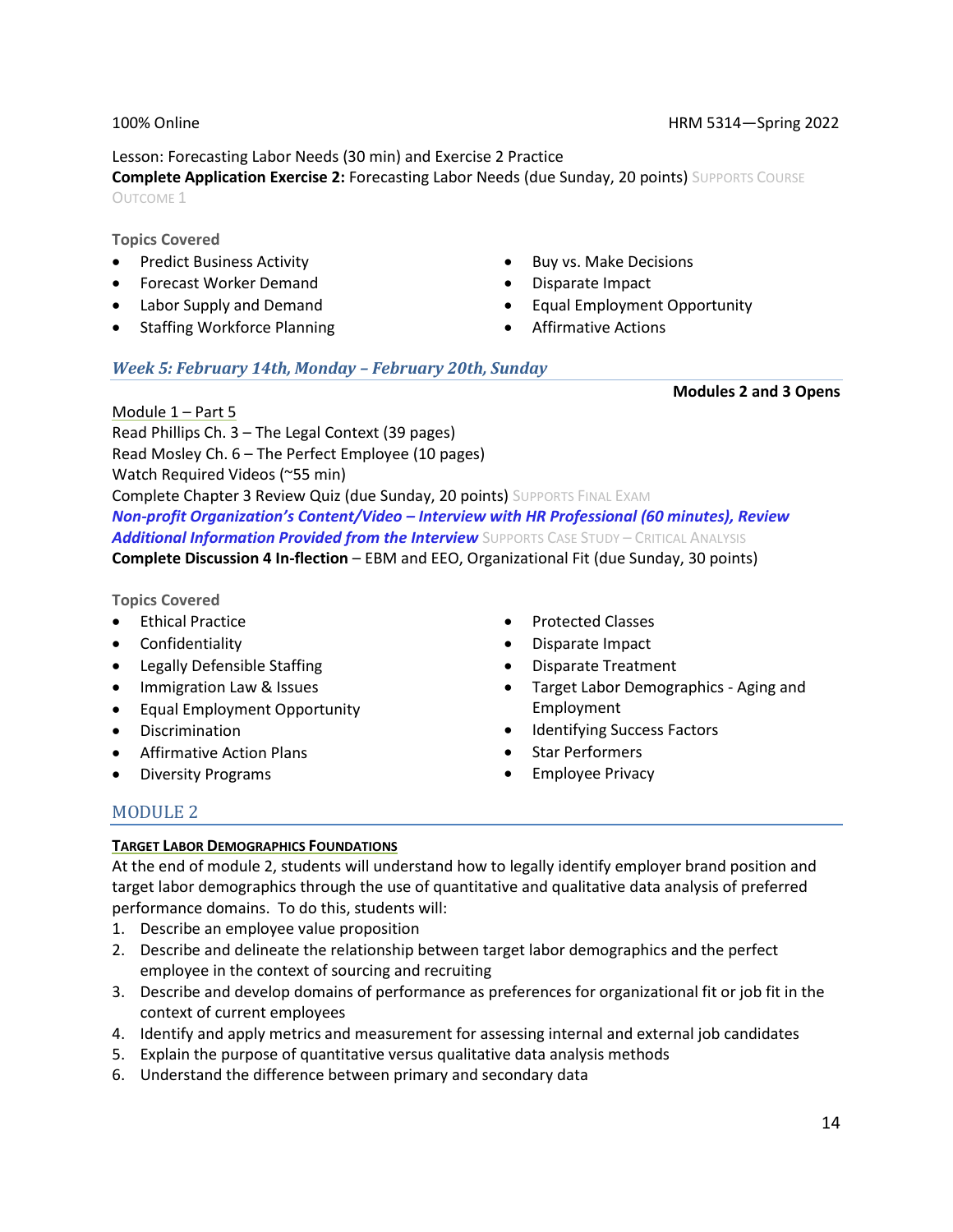Lesson: Forecasting Labor Needs (30 min) and Exercise 2 Practice

**Complete Application Exercise 2:** Forecasting Labor Needs (due Sunday, 20 points) SUPPORTS COURSE OUTCOME 1

**Topics Covered**

- Predict Business Activity
- Forecast Worker Demand
- Labor Supply and Demand
- Staffing Workforce Planning
- Buy vs. Make Decisions
- Disparate Impact
- Equal Employment Opportunity
- Affirmative Actions

### *Week 5: February 14th, Monday – February 20th, Sunday*

**Modules 2 and 3 Opens**

Module 1 – Part 5

Read Phillips Ch. 3 – The Legal Context (39 pages)

Read Mosley Ch. 6 – The Perfect Employee (10 pages)

Watch Required Videos (~55 min)

Complete Chapter 3 Review Quiz (due Sunday, 20 points) SUPPORTS FINAL EXAM

***Non-profit Organization's Content/Video – Interview with HR Professional (60 minutes), Review Additional Information Provided from the Interview*** SUPPORTS CASE STUDY – CRITICAL ANALYSIS

**Complete Discussion 4 In-flection** – EBM and EEO, Organizational Fit (due Sunday, 30 points)

**Topics Covered**

- Ethical Practice
- Confidentiality
- Legally Defensible Staffing
- Immigration Law & Issues
- Equal Employment Opportunity
- Discrimination
- Affirmative Action Plans
- Diversity Programs
- Protected Classes
- Disparate Impact
- Disparate Treatment
- Target Labor Demographics - Aging and Employment
- Identifying Success Factors
- Star Performers
- Employee Privacy

## MODULE 2

**TARGET LABOR DEMOGRAPHICS FOUNDATIONS**

At the end of module 2, students will understand how to legally identify employer brand position and target labor demographics through the use of quantitative and qualitative data analysis of preferred performance domains. To do this, students will:

1. Describe an employee value proposition
2. Describe and delineate the relationship between target labor demographics and the perfect employee in the context of sourcing and recruiting
3. Describe and develop domains of performance as preferences for organizational fit or job fit in the context of current employees
4. Identify and apply metrics and measurement for assessing internal and external job candidates
5. Explain the purpose of quantitative versus qualitative data analysis methods
6. Understand the difference between primary and secondary data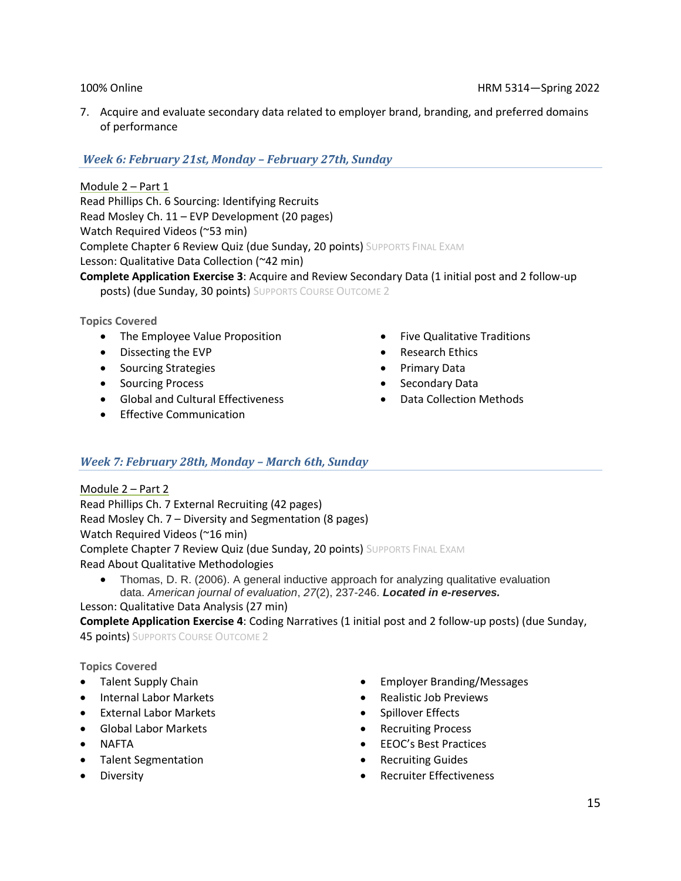7. Acquire and evaluate secondary data related to employer brand, branding, and preferred domains of performance

### *Week 6: February 21st, Monday – February 27th, Sunday*

Module 2 – Part 1
Read Phillips Ch. 6 Sourcing: Identifying Recruits
Read Mosley Ch. 11 – EVP Development (20 pages)
Watch Required Videos (~53 min)
Complete Chapter 6 Review Quiz (due Sunday, 20 points) SUPPORTS FINAL EXAM
Lesson: Qualitative Data Collection (~42 min)
**Complete Application Exercise 3**: Acquire and Review Secondary Data (1 initial post and 2 follow-up posts) (due Sunday, 30 points) SUPPORTS COURSE OUTCOME 2

**Topics Covered**

- The Employee Value Proposition
- Dissecting the EVP
- Sourcing Strategies
- Sourcing Process
- Global and Cultural Effectiveness
- Effective Communication
- Five Qualitative Traditions
- Research Ethics
- Primary Data
- Secondary Data
- Data Collection Methods

### *Week 7: February 28th, Monday – March 6th, Sunday*

Module 2 – Part 2
Read Phillips Ch. 7 External Recruiting (42 pages)
Read Mosley Ch. 7 – Diversity and Segmentation (8 pages)
Watch Required Videos (~16 min)
Complete Chapter 7 Review Quiz (due Sunday, 20 points) SUPPORTS FINAL EXAM
Read About Qualitative Methodologies

- Thomas, D. R. (2006). A general inductive approach for analyzing qualitative evaluation data. *American journal of evaluation*, *27*(2), 237-246. ***Located in e-reserves.***

Lesson: Qualitative Data Analysis (27 min)
**Complete Application Exercise 4**: Coding Narratives (1 initial post and 2 follow-up posts) (due Sunday, 45 points) SUPPORTS COURSE OUTCOME 2

**Topics Covered**

- Talent Supply Chain
- Internal Labor Markets
- External Labor Markets
- Global Labor Markets
- NAFTA
- Talent Segmentation
- Diversity
- Employer Branding/Messages
- Realistic Job Previews
- Spillover Effects
- Recruiting Process
- EEOC's Best Practices
- Recruiting Guides
- Recruiter Effectiveness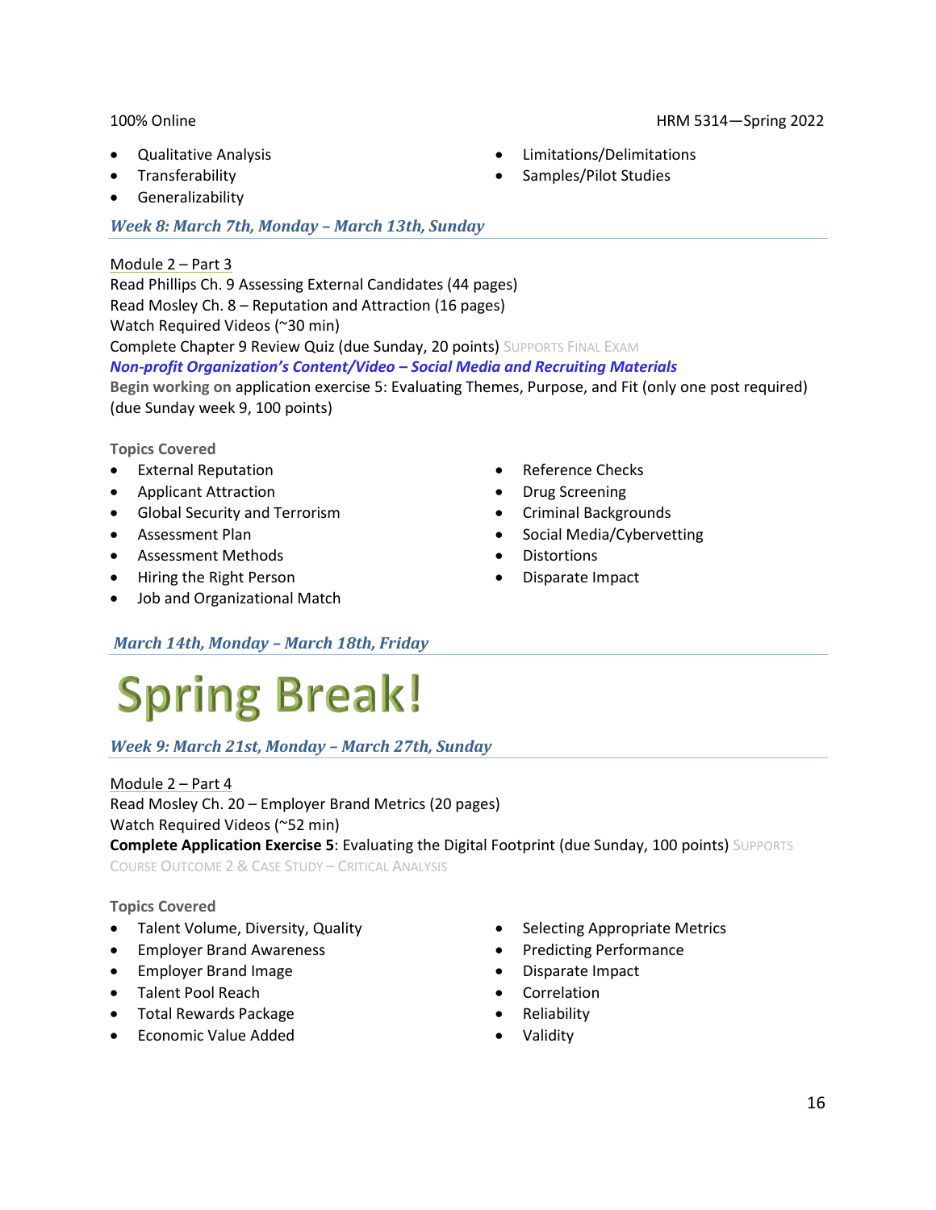- Qualitative Analysis
- Transferability
- Generalizability
- Limitations/Delimitations
- Samples/Pilot Studies

### *Week 8: March 7th, Monday – March 13th, Sunday*

Module 2 – Part 3
Read Phillips Ch. 9 Assessing External Candidates (44 pages)
Read Mosley Ch. 8 – Reputation and Attraction (16 pages)
Watch Required Videos (~30 min)
Complete Chapter 9 Review Quiz (due Sunday, 20 points) SUPPORTS FINAL EXAM
***Non-profit Organization's Content/Video – Social Media and Recruiting Materials***
**Begin working on** application exercise 5: Evaluating Themes, Purpose, and Fit (only one post required) (due Sunday week 9, 100 points)

**Topics Covered**

- External Reputation
- Applicant Attraction
- Global Security and Terrorism
- Assessment Plan
- Assessment Methods
- Hiring the Right Person
- Job and Organizational Match
- Reference Checks
- Drug Screening
- Criminal Backgrounds
- Social Media/Cybervetting
- Distortions
- Disparate Impact

### *March 14th, Monday – March 18th, Friday*

# Spring Break!

### *Week 9: March 21st, Monday – March 27th, Sunday*

Module 2 – Part 4
Read Mosley Ch. 20 – Employer Brand Metrics (20 pages)
Watch Required Videos (~52 min)
**Complete Application Exercise 5**: Evaluating the Digital Footprint (due Sunday, 100 points) SUPPORTS COURSE OUTCOME 2 & CASE STUDY – CRITICAL ANALYSIS

**Topics Covered**

- Talent Volume, Diversity, Quality
- Employer Brand Awareness
- Employer Brand Image
- Talent Pool Reach
- Total Rewards Package
- Economic Value Added
- Selecting Appropriate Metrics
- Predicting Performance
- Disparate Impact
- Correlation
- Reliability
- Validity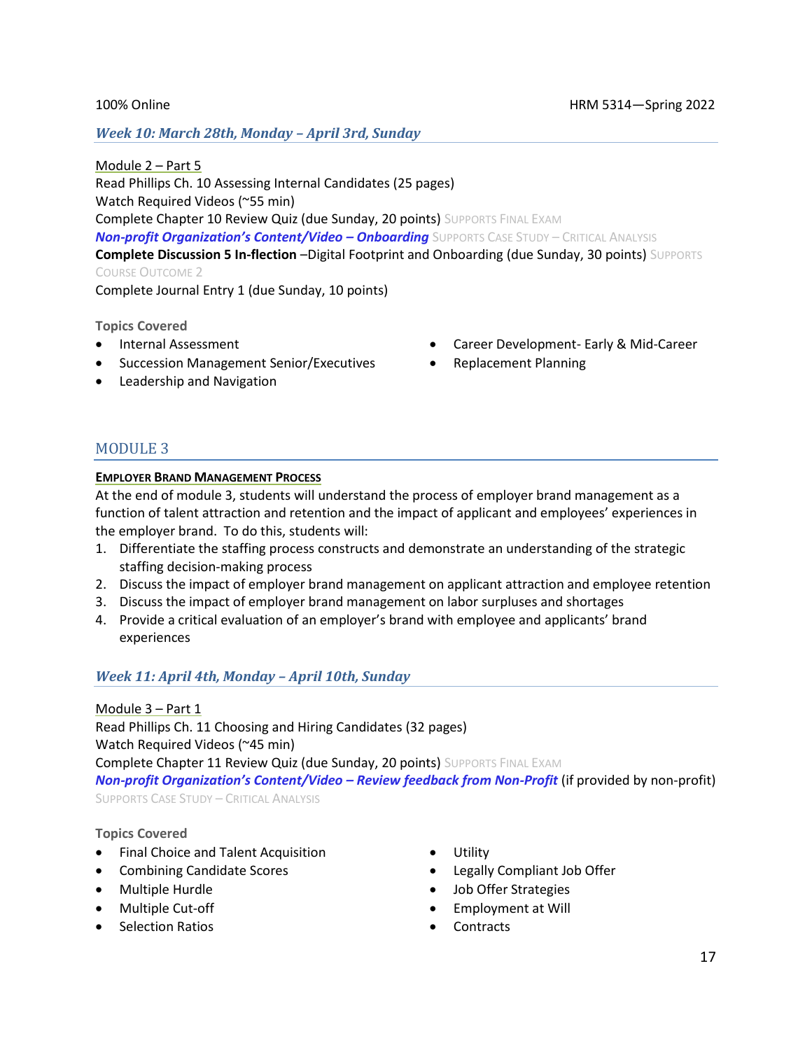### *Week 10: March 28th, Monday – April 3rd, Sunday*

Module 2 – Part 5

Read Phillips Ch. 10 Assessing Internal Candidates (25 pages)
Watch Required Videos (~55 min)
Complete Chapter 10 Review Quiz (due Sunday, 20 points) SUPPORTS FINAL EXAM
***Non-profit Organization's Content/Video – Onboarding*** SUPPORTS CASE STUDY – CRITICAL ANALYSIS
**Complete Discussion 5 In-flection** –Digital Footprint and Onboarding (due Sunday, 30 points) SUPPORTS COURSE OUTCOME 2
Complete Journal Entry 1 (due Sunday, 10 points)

**Topics Covered**

- Internal Assessment
- Succession Management Senior/Executives
- Leadership and Navigation
- Career Development- Early & Mid-Career
- Replacement Planning

## MODULE 3

**EMPLOYER BRAND MANAGEMENT PROCESS**

At the end of module 3, students will understand the process of employer brand management as a function of talent attraction and retention and the impact of applicant and employees' experiences in the employer brand. To do this, students will:

1. Differentiate the staffing process constructs and demonstrate an understanding of the strategic staffing decision-making process
2. Discuss the impact of employer brand management on applicant attraction and employee retention
3. Discuss the impact of employer brand management on labor surpluses and shortages
4. Provide a critical evaluation of an employer's brand with employee and applicants' brand experiences

### *Week 11: April 4th, Monday – April 10th, Sunday*

Module 3 – Part 1

Read Phillips Ch. 11 Choosing and Hiring Candidates (32 pages)
Watch Required Videos (~45 min)
Complete Chapter 11 Review Quiz (due Sunday, 20 points) SUPPORTS FINAL EXAM
***Non-profit Organization's Content/Video – Review feedback from Non-Profit*** (if provided by non-profit) SUPPORTS CASE STUDY – CRITICAL ANALYSIS

**Topics Covered**

- Final Choice and Talent Acquisition
- Combining Candidate Scores
- Multiple Hurdle
- Multiple Cut-off
- Selection Ratios
- Utility
- Legally Compliant Job Offer
- Job Offer Strategies
- Employment at Will
- Contracts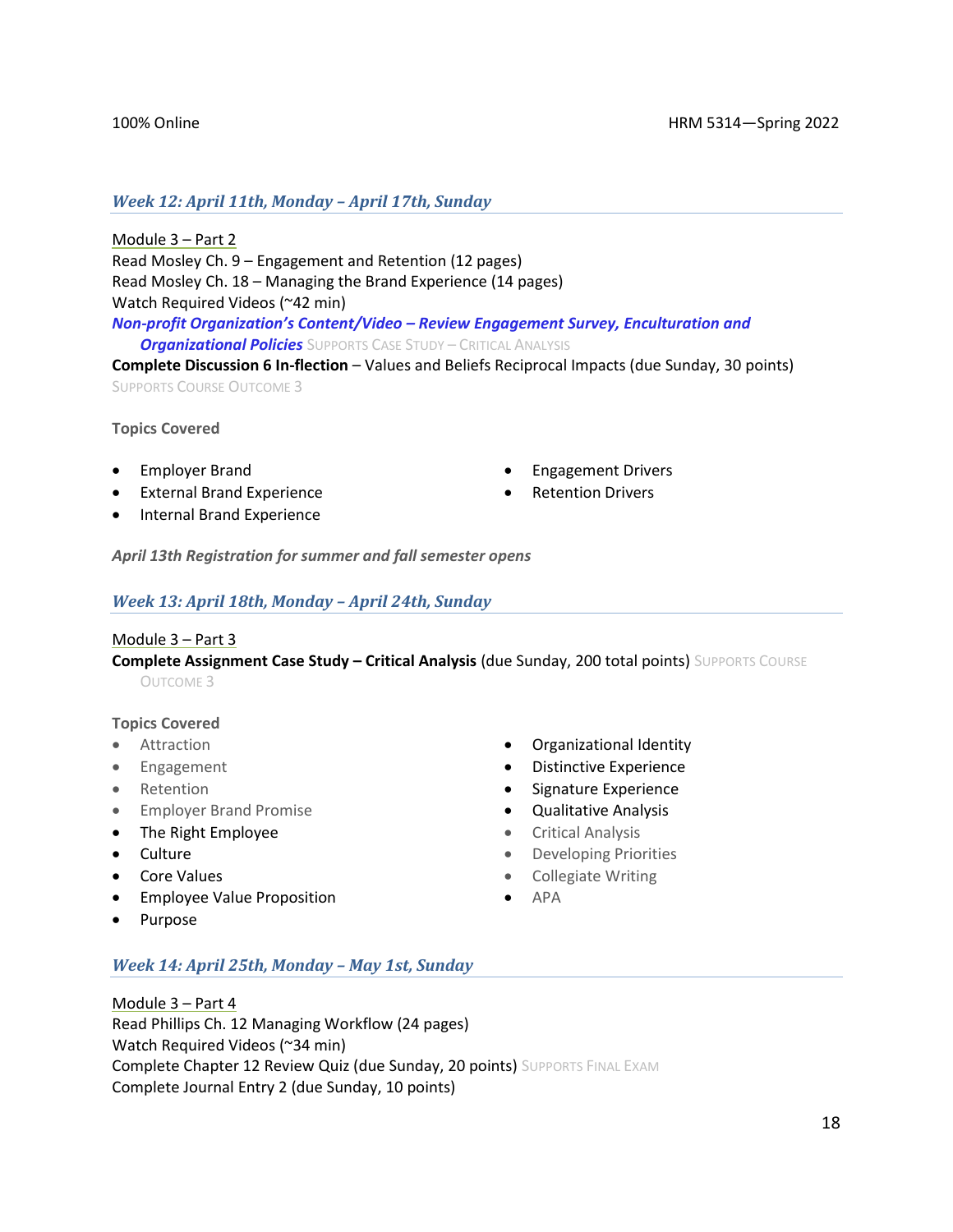### *Week 12: April 11th, Monday – April 17th, Sunday*

Module 3 – Part 2

Read Mosley Ch. 9 – Engagement and Retention (12 pages)

Read Mosley Ch. 18 – Managing the Brand Experience (14 pages)

Watch Required Videos (~42 min)

***Non-profit Organization's Content/Video – Review Engagement Survey, Enculturation and Organizational Policies*** SUPPORTS CASE STUDY – CRITICAL ANALYSIS

**Complete Discussion 6 In-flection** – Values and Beliefs Reciprocal Impacts (due Sunday, 30 points) SUPPORTS COURSE OUTCOME 3

**Topics Covered**

- Employer Brand
- External Brand Experience
- Internal Brand Experience
- Engagement Drivers
- Retention Drivers

***April 13th Registration for summer and fall semester opens***

### *Week 13: April 18th, Monday – April 24th, Sunday*

Module 3 – Part 3

**Complete Assignment Case Study – Critical Analysis** (due Sunday, 200 total points) SUPPORTS COURSE OUTCOME 3

**Topics Covered**

- Attraction
- Engagement
- Retention
- Employer Brand Promise
- The Right Employee
- Culture
- Core Values
- Employee Value Proposition
- Purpose
- Organizational Identity
- Distinctive Experience
- Signature Experience
- Qualitative Analysis
- Critical Analysis
- Developing Priorities
- Collegiate Writing
- APA

### *Week 14: April 25th, Monday – May 1st, Sunday*

Module 3 – Part 4

Read Phillips Ch. 12 Managing Workflow (24 pages)

Watch Required Videos (~34 min)

Complete Chapter 12 Review Quiz (due Sunday, 20 points) SUPPORTS FINAL EXAM

Complete Journal Entry 2 (due Sunday, 10 points)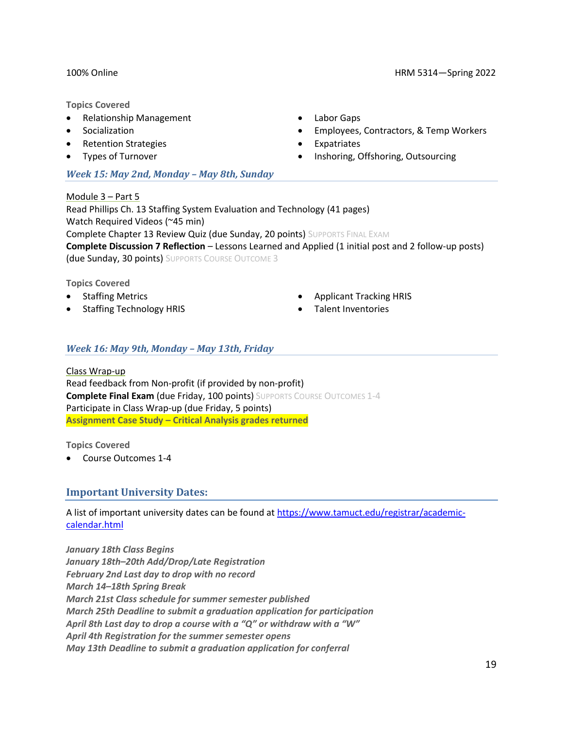**Topics Covered**

- Relationship Management
- Socialization
- Retention Strategies
- Types of Turnover
- Labor Gaps
- Employees, Contractors, & Temp Workers
- Expatriates
- Inshoring, Offshoring, Outsourcing

### *Week 15: May 2nd, Monday – May 8th, Sunday*

Module 3 – Part 5
Read Phillips Ch. 13 Staffing System Evaluation and Technology (41 pages)
Watch Required Videos (~45 min)
Complete Chapter 13 Review Quiz (due Sunday, 20 points) SUPPORTS FINAL EXAM
**Complete Discussion 7 Reflection** – Lessons Learned and Applied (1 initial post and 2 follow-up posts) (due Sunday, 30 points) SUPPORTS COURSE OUTCOME 3

**Topics Covered**

- Staffing Metrics
- Staffing Technology HRIS
- Applicant Tracking HRIS
- Talent Inventories

### *Week 16: May 9th, Monday – May 13th, Friday*

Class Wrap-up
Read feedback from Non-profit (if provided by non-profit)
**Complete Final Exam** (due Friday, 100 points) SUPPORTS COURSE OUTCOMES 1-4
Participate in Class Wrap-up (due Friday, 5 points)
**Assignment Case Study – Critical Analysis grades returned**

**Topics Covered**

- Course Outcomes 1-4

## Important University Dates:

A list of important university dates can be found at https://www.tamuct.edu/registrar/academic-calendar.html

***January 18th Class Begins***
***January 18th–20th Add/Drop/Late Registration***
***February 2nd Last day to drop with no record***
***March 14–18th Spring Break***
***March 21st Class schedule for summer semester published***
***March 25th Deadline to submit a graduation application for participation***
***April 8th Last day to drop a course with a "Q" or withdraw with a "W"***
***April 4th Registration for the summer semester opens***
***May 13th Deadline to submit a graduation application for conferral***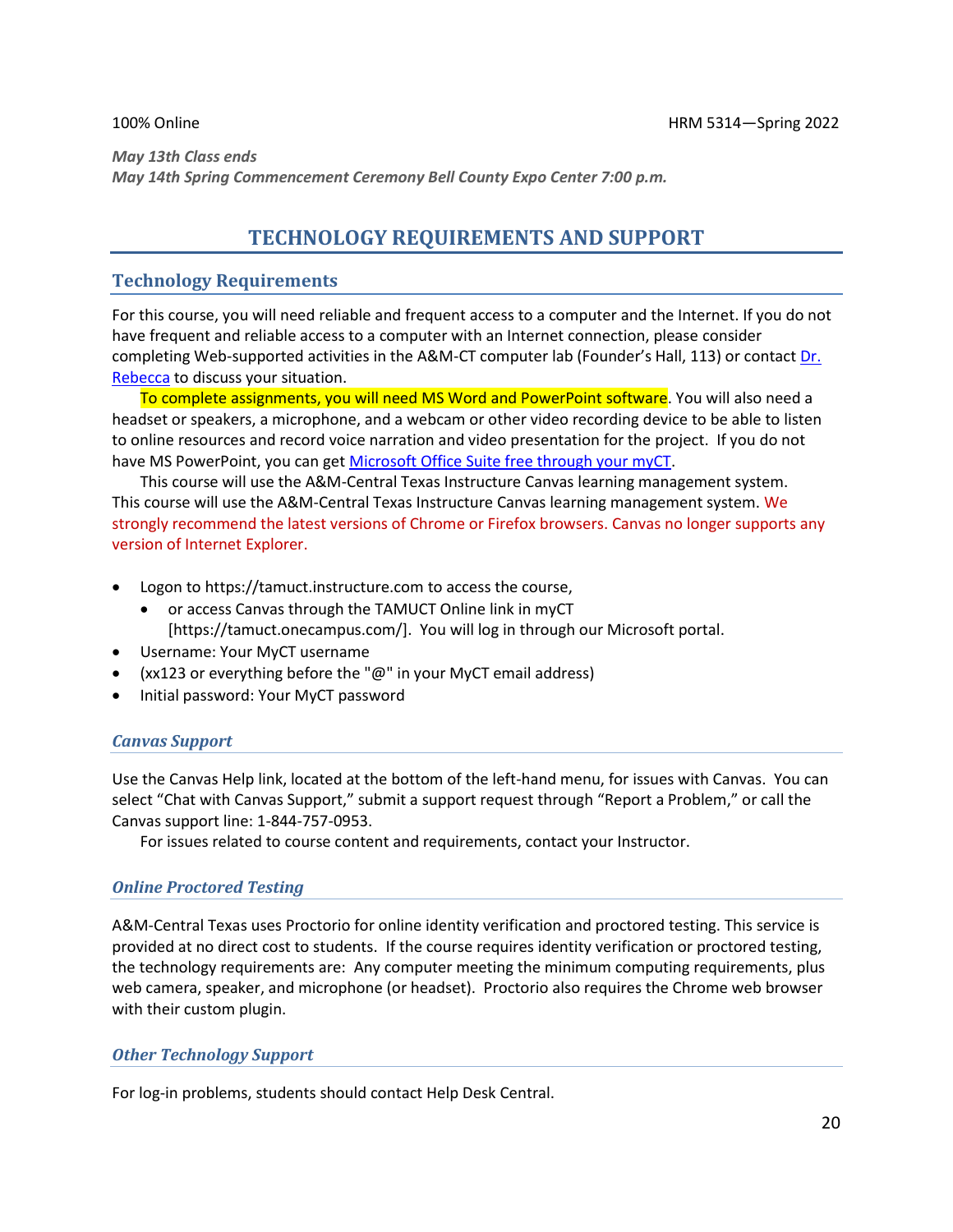*May 13th Class ends*
*May 14th Spring Commencement Ceremony Bell County Expo Center 7:00 p.m.*

# TECHNOLOGY REQUIREMENTS AND SUPPORT

## Technology Requirements

For this course, you will need reliable and frequent access to a computer and the Internet. If you do not have frequent and reliable access to a computer with an Internet connection, please consider completing Web-supported activities in the A&M-CT computer lab (Founder's Hall, 113) or contact Dr. Rebecca to discuss your situation.

To complete assignments, you will need MS Word and PowerPoint software. You will also need a headset or speakers, a microphone, and a webcam or other video recording device to be able to listen to online resources and record voice narration and video presentation for the project. If you do not have MS PowerPoint, you can get Microsoft Office Suite free through your myCT.

This course will use the A&M-Central Texas Instructure Canvas learning management system. This course will use the A&M-Central Texas Instructure Canvas learning management system. We strongly recommend the latest versions of Chrome or Firefox browsers. Canvas no longer supports any version of Internet Explorer.

- Logon to https://tamuct.instructure.com to access the course,
  - or access Canvas through the TAMUCT Online link in myCT [https://tamuct.onecampus.com/]. You will log in through our Microsoft portal.
- Username: Your MyCT username
- (xx123 or everything before the "@" in your MyCT email address)
- Initial password: Your MyCT password

### *Canvas Support*

Use the Canvas Help link, located at the bottom of the left-hand menu, for issues with Canvas. You can select "Chat with Canvas Support," submit a support request through "Report a Problem," or call the Canvas support line: 1-844-757-0953.

For issues related to course content and requirements, contact your Instructor.

### *Online Proctored Testing*

A&M-Central Texas uses Proctorio for online identity verification and proctored testing. This service is provided at no direct cost to students. If the course requires identity verification or proctored testing, the technology requirements are: Any computer meeting the minimum computing requirements, plus web camera, speaker, and microphone (or headset). Proctorio also requires the Chrome web browser with their custom plugin.

### *Other Technology Support*

For log-in problems, students should contact Help Desk Central.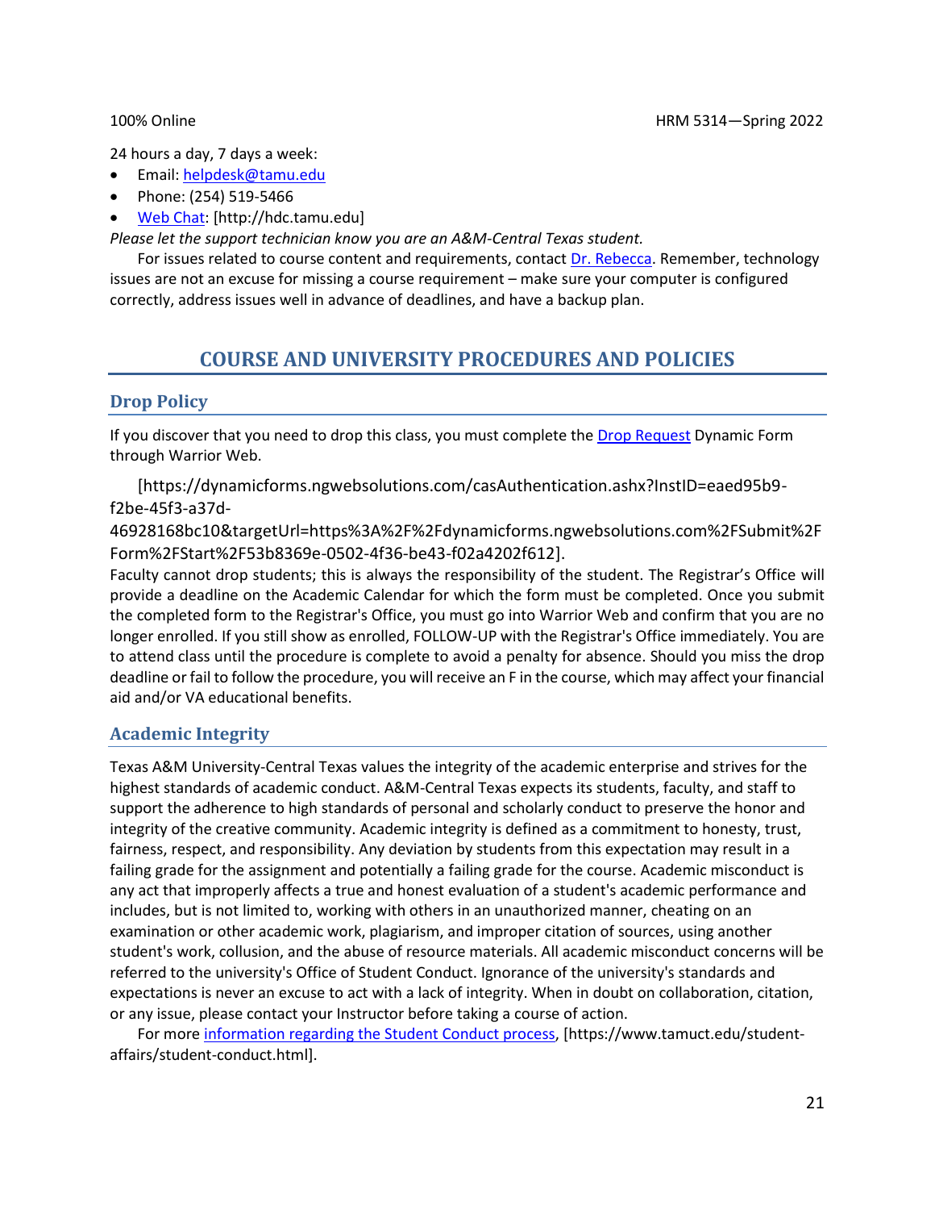24 hours a day, 7 days a week:

- Email: helpdesk@tamu.edu
- Phone: (254) 519-5466
- Web Chat: [http://hdc.tamu.edu]

*Please let the support technician know you are an A&M-Central Texas student.*

For issues related to course content and requirements, contact Dr. Rebecca. Remember, technology issues are not an excuse for missing a course requirement – make sure your computer is configured correctly, address issues well in advance of deadlines, and have a backup plan.

# COURSE AND UNIVERSITY PROCEDURES AND POLICIES

## Drop Policy

If you discover that you need to drop this class, you must complete the Drop Request Dynamic Form through Warrior Web.

[https://dynamicforms.ngwebsolutions.com/casAuthentication.ashx?InstID=eaed95b9-f2be-45f3-a37d-46928168bc10&targetUrl=https%3A%2F%2Fdynamicforms.ngwebsolutions.com%2FSubmit%2FForm%2FStart%2F53b8369e-0502-4f36-be43-f02a4202f612].

Faculty cannot drop students; this is always the responsibility of the student. The Registrar's Office will provide a deadline on the Academic Calendar for which the form must be completed. Once you submit the completed form to the Registrar's Office, you must go into Warrior Web and confirm that you are no longer enrolled. If you still show as enrolled, FOLLOW-UP with the Registrar's Office immediately. You are to attend class until the procedure is complete to avoid a penalty for absence. Should you miss the drop deadline or fail to follow the procedure, you will receive an F in the course, which may affect your financial aid and/or VA educational benefits.

## Academic Integrity

Texas A&M University-Central Texas values the integrity of the academic enterprise and strives for the highest standards of academic conduct. A&M-Central Texas expects its students, faculty, and staff to support the adherence to high standards of personal and scholarly conduct to preserve the honor and integrity of the creative community. Academic integrity is defined as a commitment to honesty, trust, fairness, respect, and responsibility. Any deviation by students from this expectation may result in a failing grade for the assignment and potentially a failing grade for the course. Academic misconduct is any act that improperly affects a true and honest evaluation of a student's academic performance and includes, but is not limited to, working with others in an unauthorized manner, cheating on an examination or other academic work, plagiarism, and improper citation of sources, using another student's work, collusion, and the abuse of resource materials. All academic misconduct concerns will be referred to the university's Office of Student Conduct. Ignorance of the university's standards and expectations is never an excuse to act with a lack of integrity. When in doubt on collaboration, citation, or any issue, please contact your Instructor before taking a course of action.

For more information regarding the Student Conduct process, [https://www.tamuct.edu/student-affairs/student-conduct.html].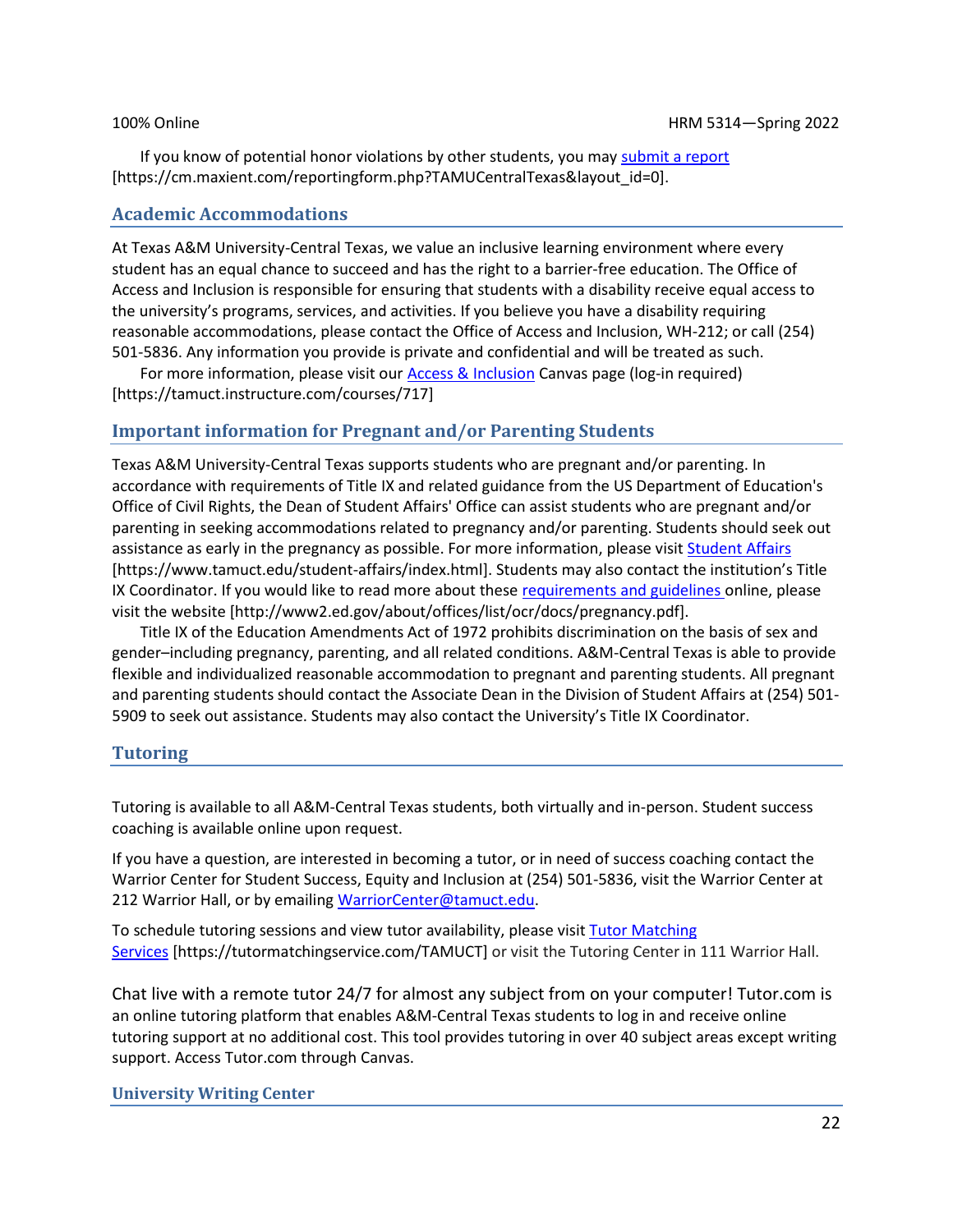If you know of potential honor violations by other students, you may [submit a report](https://cm.maxient.com/reportingform.php?TAMUCentralTexas&layout_id=0) [https://cm.maxient.com/reportingform.php?TAMUCentralTexas&layout_id=0].

## Academic Accommodations

At Texas A&M University-Central Texas, we value an inclusive learning environment where every student has an equal chance to succeed and has the right to a barrier-free education. The Office of Access and Inclusion is responsible for ensuring that students with a disability receive equal access to the university's programs, services, and activities. If you believe you have a disability requiring reasonable accommodations, please contact the Office of Access and Inclusion, WH-212; or call (254) 501-5836. Any information you provide is private and confidential and will be treated as such.

For more information, please visit our [Access & Inclusion](https://tamuct.instructure.com/courses/717) Canvas page (log-in required) [https://tamuct.instructure.com/courses/717]

## Important information for Pregnant and/or Parenting Students

Texas A&M University-Central Texas supports students who are pregnant and/or parenting. In accordance with requirements of Title IX and related guidance from the US Department of Education's Office of Civil Rights, the Dean of Student Affairs' Office can assist students who are pregnant and/or parenting in seeking accommodations related to pregnancy and/or parenting. Students should seek out assistance as early in the pregnancy as possible. For more information, please visit [Student Affairs](https://www.tamuct.edu/student-affairs/index.html) [https://www.tamuct.edu/student-affairs/index.html]. Students may also contact the institution's Title IX Coordinator. If you would like to read more about these [requirements and guidelines](http://www2.ed.gov/about/offices/list/ocr/docs/pregnancy.pdf) online, please visit the website [http://www2.ed.gov/about/offices/list/ocr/docs/pregnancy.pdf].

Title IX of the Education Amendments Act of 1972 prohibits discrimination on the basis of sex and gender–including pregnancy, parenting, and all related conditions. A&M-Central Texas is able to provide flexible and individualized reasonable accommodation to pregnant and parenting students. All pregnant and parenting students should contact the Associate Dean in the Division of Student Affairs at (254) 501-5909 to seek out assistance. Students may also contact the University's Title IX Coordinator.

## Tutoring

Tutoring is available to all A&M-Central Texas students, both virtually and in-person. Student success coaching is available online upon request.

If you have a question, are interested in becoming a tutor, or in need of success coaching contact the Warrior Center for Student Success, Equity and Inclusion at (254) 501-5836, visit the Warrior Center at 212 Warrior Hall, or by emailing [WarriorCenter@tamuct.edu](mailto:WarriorCenter@tamuct.edu).

To schedule tutoring sessions and view tutor availability, please visit [Tutor Matching Services](https://tutormatchingservice.com/TAMUCT) [https://tutormatchingservice.com/TAMUCT] or visit the Tutoring Center in 111 Warrior Hall.

Chat live with a remote tutor 24/7 for almost any subject from on your computer! Tutor.com is an online tutoring platform that enables A&M-Central Texas students to log in and receive online tutoring support at no additional cost. This tool provides tutoring in over 40 subject areas except writing support. Access Tutor.com through Canvas.

## University Writing Center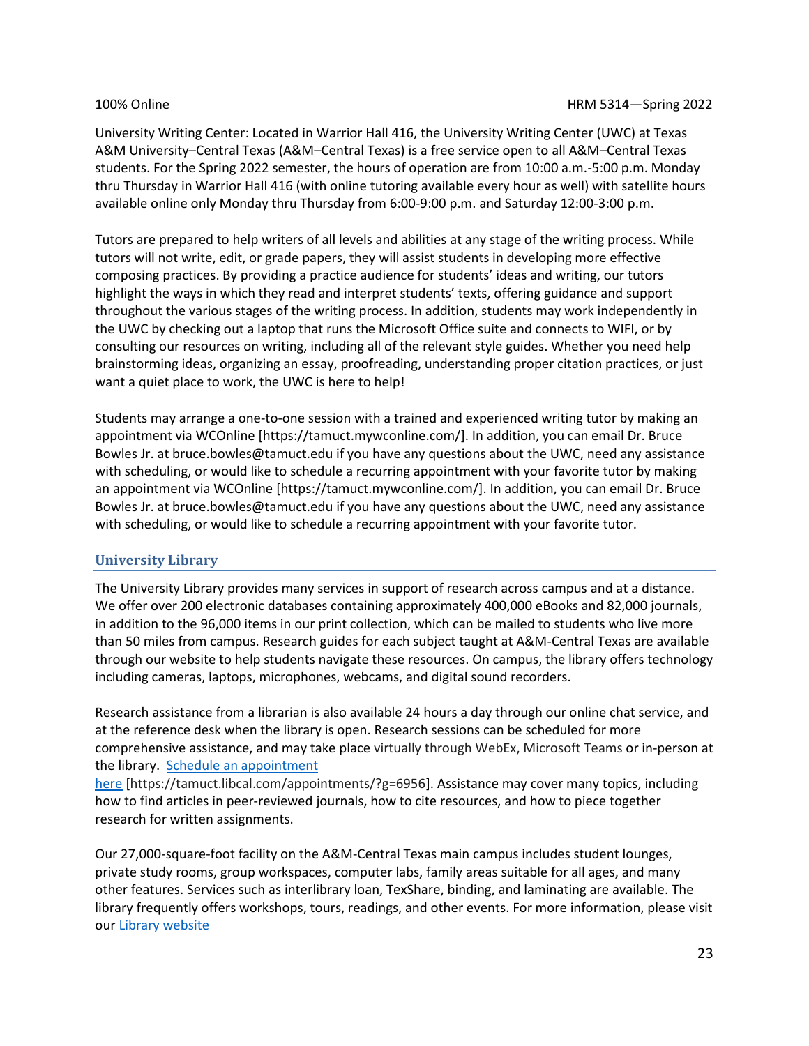University Writing Center: Located in Warrior Hall 416, the University Writing Center (UWC) at Texas A&M University–Central Texas (A&M–Central Texas) is a free service open to all A&M–Central Texas students. For the Spring 2022 semester, the hours of operation are from 10:00 a.m.-5:00 p.m. Monday thru Thursday in Warrior Hall 416 (with online tutoring available every hour as well) with satellite hours available online only Monday thru Thursday from 6:00-9:00 p.m. and Saturday 12:00-3:00 p.m.

Tutors are prepared to help writers of all levels and abilities at any stage of the writing process. While tutors will not write, edit, or grade papers, they will assist students in developing more effective composing practices. By providing a practice audience for students' ideas and writing, our tutors highlight the ways in which they read and interpret students' texts, offering guidance and support throughout the various stages of the writing process. In addition, students may work independently in the UWC by checking out a laptop that runs the Microsoft Office suite and connects to WIFI, or by consulting our resources on writing, including all of the relevant style guides. Whether you need help brainstorming ideas, organizing an essay, proofreading, understanding proper citation practices, or just want a quiet place to work, the UWC is here to help!

Students may arrange a one-to-one session with a trained and experienced writing tutor by making an appointment via WCOnline [https://tamuct.mywconline.com/]. In addition, you can email Dr. Bruce Bowles Jr. at bruce.bowles@tamuct.edu if you have any questions about the UWC, need any assistance with scheduling, or would like to schedule a recurring appointment with your favorite tutor by making an appointment via WCOnline [https://tamuct.mywconline.com/]. In addition, you can email Dr. Bruce Bowles Jr. at bruce.bowles@tamuct.edu if you have any questions about the UWC, need any assistance with scheduling, or would like to schedule a recurring appointment with your favorite tutor.

### University Library

The University Library provides many services in support of research across campus and at a distance. We offer over 200 electronic databases containing approximately 400,000 eBooks and 82,000 journals, in addition to the 96,000 items in our print collection, which can be mailed to students who live more than 50 miles from campus. Research guides for each subject taught at A&M-Central Texas are available through our website to help students navigate these resources. On campus, the library offers technology including cameras, laptops, microphones, webcams, and digital sound recorders.

Research assistance from a librarian is also available 24 hours a day through our online chat service, and at the reference desk when the library is open. Research sessions can be scheduled for more comprehensive assistance, and may take place virtually through WebEx, Microsoft Teams or in-person at the library. Schedule an appointment here [https://tamuct.libcal.com/appointments/?g=6956]. Assistance may cover many topics, including how to find articles in peer-reviewed journals, how to cite resources, and how to piece together research for written assignments.

Our 27,000-square-foot facility on the A&M-Central Texas main campus includes student lounges, private study rooms, group workspaces, computer labs, family areas suitable for all ages, and many other features. Services such as interlibrary loan, TexShare, binding, and laminating are available. The library frequently offers workshops, tours, readings, and other events. For more information, please visit our Library website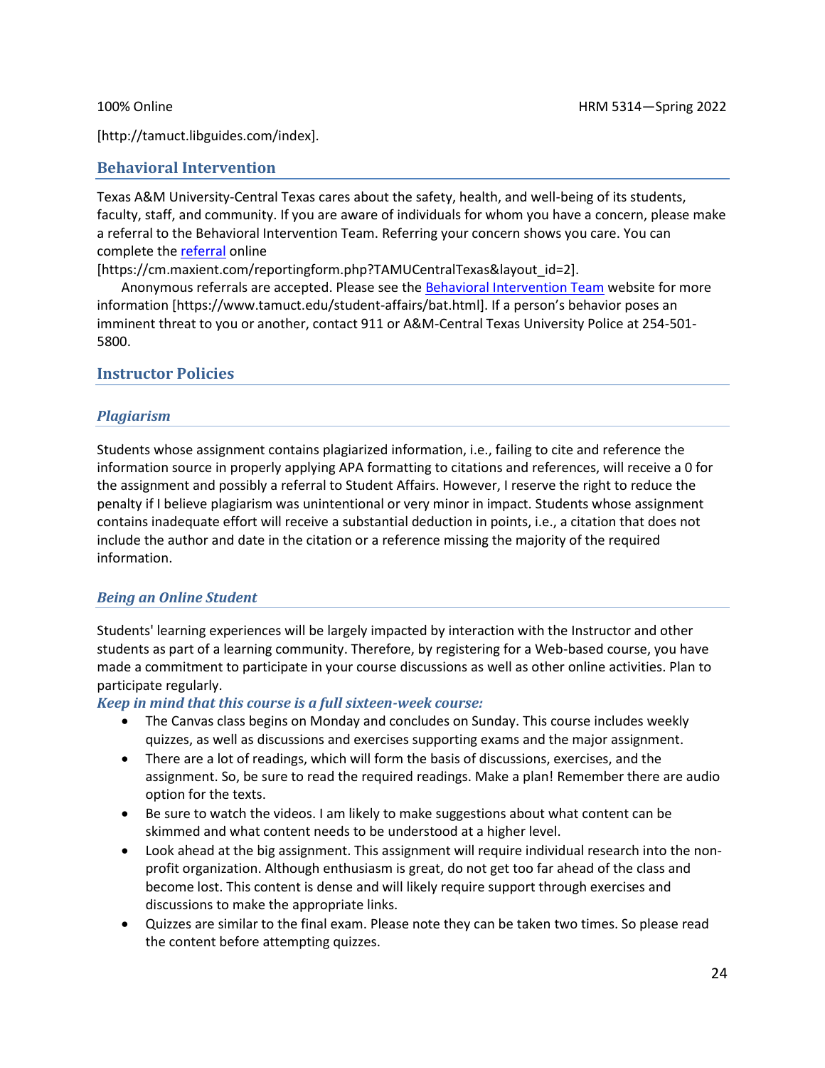[http://tamuct.libguides.com/index].

## Behavioral Intervention

Texas A&M University-Central Texas cares about the safety, health, and well-being of its students, faculty, staff, and community. If you are aware of individuals for whom you have a concern, please make a referral to the Behavioral Intervention Team. Referring your concern shows you care. You can complete the referral online [https://cm.maxient.com/reportingform.php?TAMUCentralTexas&layout_id=2].

Anonymous referrals are accepted. Please see the Behavioral Intervention Team website for more information [https://www.tamuct.edu/student-affairs/bat.html]. If a person's behavior poses an imminent threat to you or another, contact 911 or A&M-Central Texas University Police at 254-501-5800.

## Instructor Policies

### *Plagiarism*

Students whose assignment contains plagiarized information, i.e., failing to cite and reference the information source in properly applying APA formatting to citations and references, will receive a 0 for the assignment and possibly a referral to Student Affairs. However, I reserve the right to reduce the penalty if I believe plagiarism was unintentional or very minor in impact. Students whose assignment contains inadequate effort will receive a substantial deduction in points, i.e., a citation that does not include the author and date in the citation or a reference missing the majority of the required information.

### *Being an Online Student*

Students' learning experiences will be largely impacted by interaction with the Instructor and other students as part of a learning community. Therefore, by registering for a Web-based course, you have made a commitment to participate in your course discussions as well as other online activities. Plan to participate regularly.

***Keep in mind that this course is a full sixteen-week course:***

- The Canvas class begins on Monday and concludes on Sunday. This course includes weekly quizzes, as well as discussions and exercises supporting exams and the major assignment.
- There are a lot of readings, which will form the basis of discussions, exercises, and the assignment. So, be sure to read the required readings. Make a plan! Remember there are audio option for the texts.
- Be sure to watch the videos. I am likely to make suggestions about what content can be skimmed and what content needs to be understood at a higher level.
- Look ahead at the big assignment. This assignment will require individual research into the non-profit organization. Although enthusiasm is great, do not get too far ahead of the class and become lost. This content is dense and will likely require support through exercises and discussions to make the appropriate links.
- Quizzes are similar to the final exam. Please note they can be taken two times. So please read the content before attempting quizzes.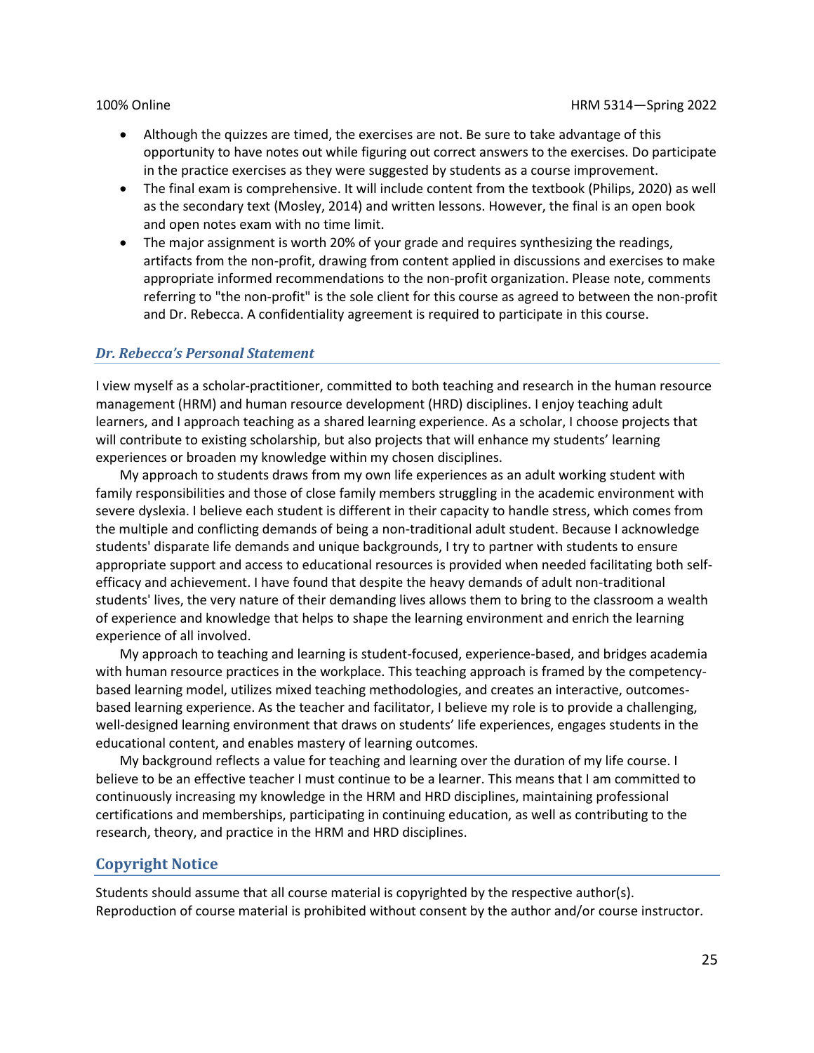- Although the quizzes are timed, the exercises are not. Be sure to take advantage of this opportunity to have notes out while figuring out correct answers to the exercises. Do participate in the practice exercises as they were suggested by students as a course improvement.
- The final exam is comprehensive. It will include content from the textbook (Philips, 2020) as well as the secondary text (Mosley, 2014) and written lessons. However, the final is an open book and open notes exam with no time limit.
- The major assignment is worth 20% of your grade and requires synthesizing the readings, artifacts from the non-profit, drawing from content applied in discussions and exercises to make appropriate informed recommendations to the non-profit organization. Please note, comments referring to "the non-profit" is the sole client for this course as agreed to between the non-profit and Dr. Rebecca. A confidentiality agreement is required to participate in this course.

### *Dr. Rebecca's Personal Statement*

I view myself as a scholar-practitioner, committed to both teaching and research in the human resource management (HRM) and human resource development (HRD) disciplines. I enjoy teaching adult learners, and I approach teaching as a shared learning experience. As a scholar, I choose projects that will contribute to existing scholarship, but also projects that will enhance my students' learning experiences or broaden my knowledge within my chosen disciplines.

My approach to students draws from my own life experiences as an adult working student with family responsibilities and those of close family members struggling in the academic environment with severe dyslexia. I believe each student is different in their capacity to handle stress, which comes from the multiple and conflicting demands of being a non-traditional adult student. Because I acknowledge students' disparate life demands and unique backgrounds, I try to partner with students to ensure appropriate support and access to educational resources is provided when needed facilitating both self-efficacy and achievement. I have found that despite the heavy demands of adult non-traditional students' lives, the very nature of their demanding lives allows them to bring to the classroom a wealth of experience and knowledge that helps to shape the learning environment and enrich the learning experience of all involved.

My approach to teaching and learning is student-focused, experience-based, and bridges academia with human resource practices in the workplace. This teaching approach is framed by the competency-based learning model, utilizes mixed teaching methodologies, and creates an interactive, outcomes-based learning experience. As the teacher and facilitator, I believe my role is to provide a challenging, well-designed learning environment that draws on students' life experiences, engages students in the educational content, and enables mastery of learning outcomes.

My background reflects a value for teaching and learning over the duration of my life course. I believe to be an effective teacher I must continue to be a learner. This means that I am committed to continuously increasing my knowledge in the HRM and HRD disciplines, maintaining professional certifications and memberships, participating in continuing education, as well as contributing to the research, theory, and practice in the HRM and HRD disciplines.

## Copyright Notice

Students should assume that all course material is copyrighted by the respective author(s). Reproduction of course material is prohibited without consent by the author and/or course instructor.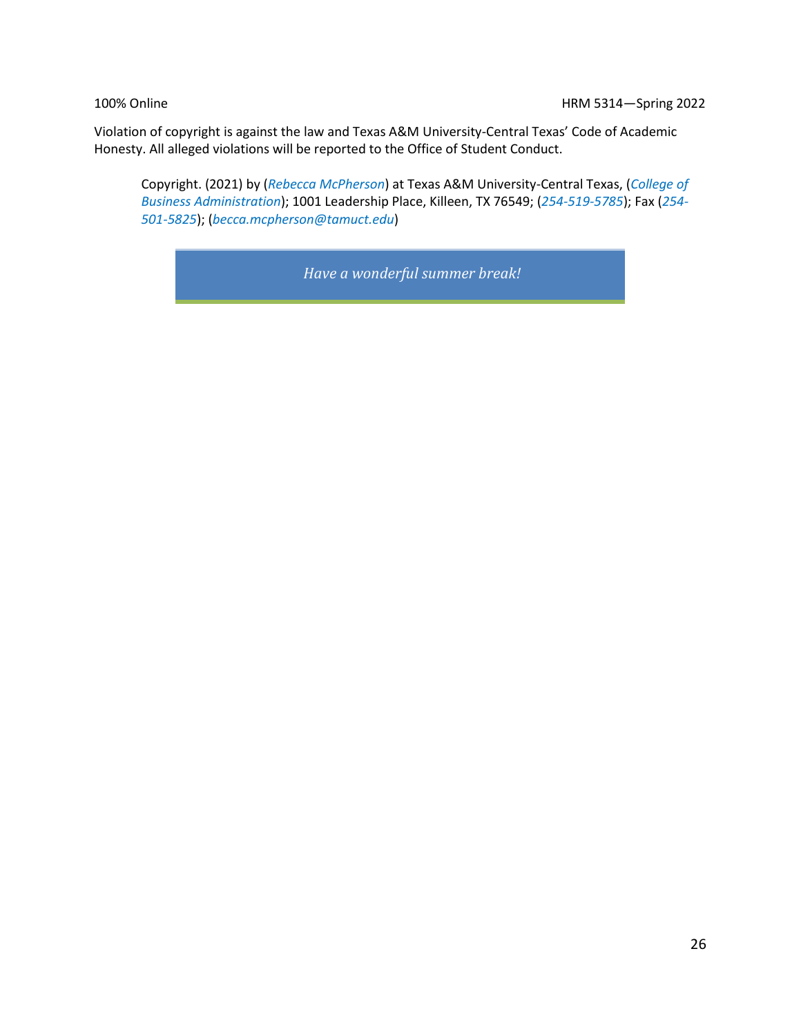Violation of copyright is against the law and Texas A&M University-Central Texas' Code of Academic Honesty. All alleged violations will be reported to the Office of Student Conduct.

> Copyright. (2021) by (*Rebecca McPherson*) at Texas A&M University-Central Texas, (*College of Business Administration*); 1001 Leadership Place, Killeen, TX 76549; (*254-519-5785*); Fax (*254-501-5825*); (*becca.mcpherson@tamuct.edu*)

*Have a wonderful summer break!*